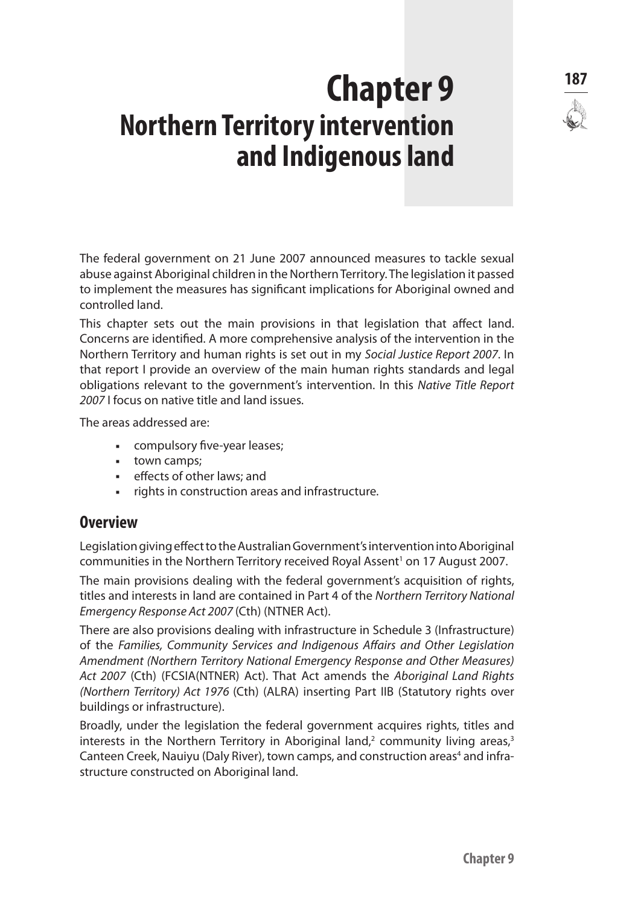# Chapter 9
# Northern Territory intervention and Indigenous land

The federal government on 21 June 2007 announced measures to tackle sexual abuse against Aboriginal children in the Northern Territory. The legislation it passed to implement the measures has significant implications for Aboriginal owned and controlled land.

This chapter sets out the main provisions in that legislation that affect land. Concerns are identified. A more comprehensive analysis of the intervention in the Northern Territory and human rights is set out in my *Social Justice Report 2007*. In that report I provide an overview of the main human rights standards and legal obligations relevant to the government's intervention. In this *Native Title Report 2007* I focus on native title and land issues.

The areas addressed are:

- compulsory five-year leases;
- town camps;
- effects of other laws; and
- rights in construction areas and infrastructure.

## Overview

Legislation giving effect to the Australian Government's intervention into Aboriginal communities in the Northern Territory received Royal Assent[1] on 17 August 2007.

The main provisions dealing with the federal government's acquisition of rights, titles and interests in land are contained in Part 4 of the *Northern Territory National Emergency Response Act 2007* (Cth) (NTNER Act).

There are also provisions dealing with infrastructure in Schedule 3 (Infrastructure) of the *Families, Community Services and Indigenous Affairs and Other Legislation Amendment (Northern Territory National Emergency Response and Other Measures) Act 2007* (Cth) (FCSIA(NTNER) Act). That Act amends the *Aboriginal Land Rights (Northern Territory) Act 1976* (Cth) (ALRA) inserting Part IIB (Statutory rights over buildings or infrastructure).

Broadly, under the legislation the federal government acquires rights, titles and interests in the Northern Territory in Aboriginal land,[2] community living areas,[3] Canteen Creek, Nauiyu (Daly River), town camps, and construction areas[4] and infrastructure constructed on Aboriginal land.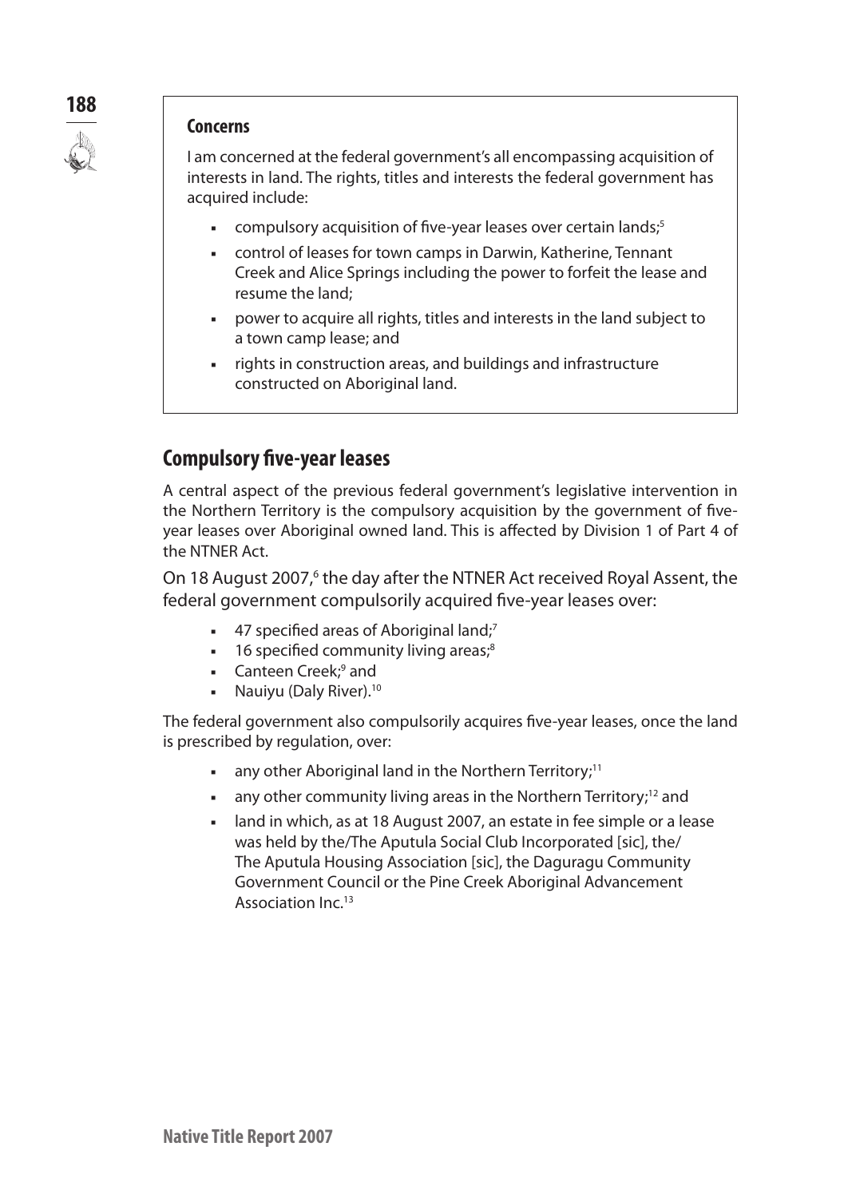### Concerns

I am concerned at the federal government's all encompassing acquisition of interests in land. The rights, titles and interests the federal government has acquired include:

- compulsory acquisition of five-year leases over certain lands;[5]
- control of leases for town camps in Darwin, Katherine, Tennant Creek and Alice Springs including the power to forfeit the lease and resume the land;
- power to acquire all rights, titles and interests in the land subject to a town camp lease; and
- rights in construction areas, and buildings and infrastructure constructed on Aboriginal land.

## Compulsory five-year leases

A central aspect of the previous federal government's legislative intervention in the Northern Territory is the compulsory acquisition by the government of five-year leases over Aboriginal owned land. This is affected by Division 1 of Part 4 of the NTNER Act.

On 18 August 2007,[6] the day after the NTNER Act received Royal Assent, the federal government compulsorily acquired five-year leases over:

- 47 specified areas of Aboriginal land;[7]
- 16 specified community living areas;[8]
- Canteen Creek;[9] and
- Nauiyu (Daly River).[10]

The federal government also compulsorily acquires five-year leases, once the land is prescribed by regulation, over:

- any other Aboriginal land in the Northern Territory;[11]
- any other community living areas in the Northern Territory;[12] and
- land in which, as at 18 August 2007, an estate in fee simple or a lease was held by the/The Aputula Social Club Incorporated [sic], the/The Aputula Housing Association [sic], the Daguragu Community Government Council or the Pine Creek Aboriginal Advancement Association Inc.[13]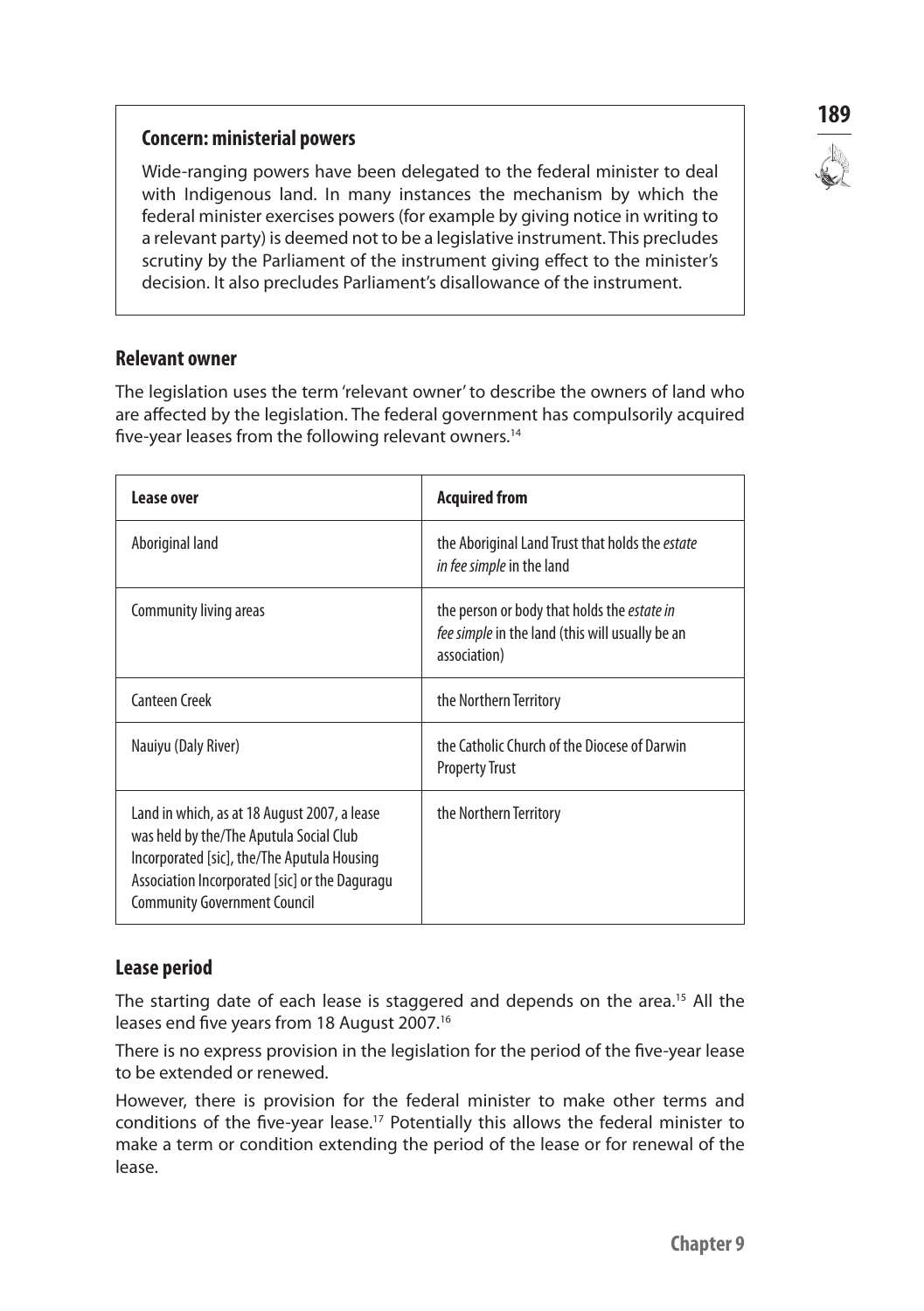**Concern: ministerial powers**

Wide-ranging powers have been delegated to the federal minister to deal with Indigenous land. In many instances the mechanism by which the federal minister exercises powers (for example by giving notice in writing to a relevant party) is deemed not to be a legislative instrument. This precludes scrutiny by the Parliament of the instrument giving effect to the minister's decision. It also precludes Parliament's disallowance of the instrument.

## Relevant owner

The legislation uses the term 'relevant owner' to describe the owners of land who are affected by the legislation. The federal government has compulsorily acquired five-year leases from the following relevant owners.[14]

| Lease over | Acquired from |
| --- | --- |
| Aboriginal land | the Aboriginal Land Trust that holds the *estate in fee simple* in the land |
| Community living areas | the person or body that holds the *estate in fee simple* in the land (this will usually be an association) |
| Canteen Creek | the Northern Territory |
| Nauiyu (Daly River) | the Catholic Church of the Diocese of Darwin Property Trust |
| Land in which, as at 18 August 2007, a lease was held by the/The Aputula Social Club Incorporated [sic], the/The Aputula Housing Association Incorporated [sic] or the Daguragu Community Government Council | the Northern Territory |

## Lease period

The starting date of each lease is staggered and depends on the area.[15] All the leases end five years from 18 August 2007.[16]

There is no express provision in the legislation for the period of the five-year lease to be extended or renewed.

However, there is provision for the federal minister to make other terms and conditions of the five-year lease.[17] Potentially this allows the federal minister to make a term or condition extending the period of the lease or for renewal of the lease.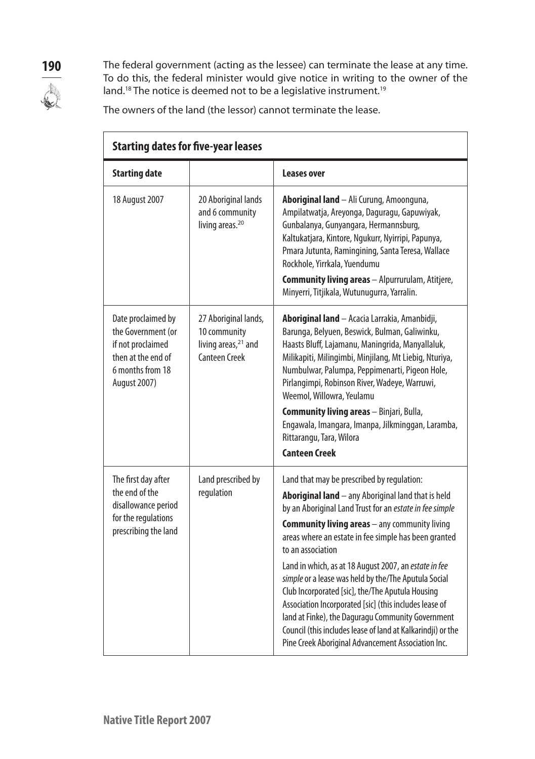The federal government (acting as the lessee) can terminate the lease at any time. To do this, the federal minister would give notice in writing to the owner of the land.[18] The notice is deemed not to be a legislative instrument.[19]

The owners of the land (the lessor) cannot terminate the lease.

**Starting dates for five-year leases**

| Starting date | | Leases over |
|---|---|---|
| 18 August 2007 | 20 Aboriginal lands and 6 community living areas.[20] | **Aboriginal land** – Ali Curung, Amoonguna, Ampilatwatja, Areyonga, Daguragu, Gapuwiyak, Gunbalanya, Gunyangara, Hermannsburg, Kaltukatjara, Kintore, Ngukurr, Nyirripi, Papunya, Pmara Jutunta, Ramingining, Santa Teresa, Wallace Rockhole, Yirrkala, Yuendumu<br>**Community living areas** – Alpurrurulam, Atitjere, Minyerri, Titjikala, Wutunugurra, Yarralin. |
| Date proclaimed by the Government (or if not proclaimed then at the end of 6 months from 18 August 2007) | 27 Aboriginal lands, 10 community living areas,[21] and Canteen Creek | **Aboriginal land** – Acacia Larrakia, Amanbidji, Barunga, Belyuen, Beswick, Bulman, Galiwinku, Haasts Bluff, Lajamanu, Maningrida, Manyallaluk, Milikapiti, Milingimbi, Minjilang, Mt Liebig, Nturiya, Numbulwar, Palumpa, Peppimenarti, Pigeon Hole, Pirlangimpi, Robinson River, Wadeye, Warruwi, Weemol, Willowra, Yeulamu<br>**Community living areas** – Binjari, Bulla, Engawala, Imangara, Imanpa, Jilkminggan, Laramba, Rittarangu, Tara, Wilora<br>**Canteen Creek** |
| The first day after the end of the disallowance period for the regulations prescribing the land | Land prescribed by regulation | Land that may be prescribed by regulation:<br>**Aboriginal land** – any Aboriginal land that is held by an Aboriginal Land Trust for an *estate in fee simple*<br>**Community living areas** – any community living areas where an estate in fee simple has been granted to an association<br>Land in which, as at 18 August 2007, an *estate in fee simple* or a lease was held by the/The Aputula Social Club Incorporated [sic], the/The Aputula Housing Association Incorporated [sic] (this includes lease of land at Finke), the Daguragu Community Government Council (this includes lease of land at Kalkarindji) or the Pine Creek Aboriginal Advancement Association Inc. |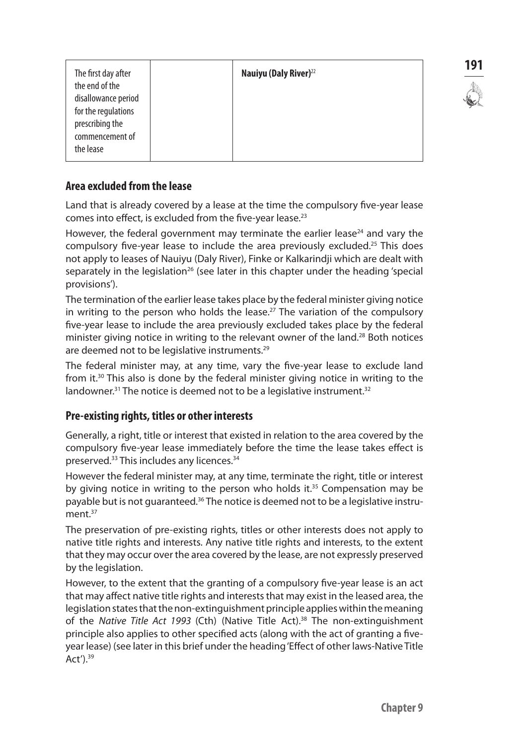| The first day after the end of the disallowance period for the regulations prescribing the commencement of the lease | | **Nauiyu (Daly River)**[22] |
|---|---|---|

## Area excluded from the lease

Land that is already covered by a lease at the time the compulsory five-year lease comes into effect, is excluded from the five-year lease.[23]

However, the federal government may terminate the earlier lease[24] and vary the compulsory five-year lease to include the area previously excluded.[25] This does not apply to leases of Nauiyu (Daly River), Finke or Kalkarindji which are dealt with separately in the legislation[26] (see later in this chapter under the heading 'special provisions').

The termination of the earlier lease takes place by the federal minister giving notice in writing to the person who holds the lease.[27] The variation of the compulsory five-year lease to include the area previously excluded takes place by the federal minister giving notice in writing to the relevant owner of the land.[28] Both notices are deemed not to be legislative instruments.[29]

The federal minister may, at any time, vary the five-year lease to exclude land from it.[30] This also is done by the federal minister giving notice in writing to the landowner.[31] The notice is deemed not to be a legislative instrument.[32]

## Pre-existing rights, titles or other interests

Generally, a right, title or interest that existed in relation to the area covered by the compulsory five-year lease immediately before the time the lease takes effect is preserved.[33] This includes any licences.[34]

However the federal minister may, at any time, terminate the right, title or interest by giving notice in writing to the person who holds it.[35] Compensation may be payable but is not guaranteed.[36] The notice is deemed not to be a legislative instrument.[37]

The preservation of pre-existing rights, titles or other interests does not apply to native title rights and interests. Any native title rights and interests, to the extent that they may occur over the area covered by the lease, are not expressly preserved by the legislation.

However, to the extent that the granting of a compulsory five-year lease is an act that may affect native title rights and interests that may exist in the leased area, the legislation states that the non-extinguishment principle applies within the meaning of the *Native Title Act 1993* (Cth) (Native Title Act).[38] The non-extinguishment principle also applies to other specified acts (along with the act of granting a five-year lease) (see later in this brief under the heading 'Effect of other laws-Native Title Act').[39]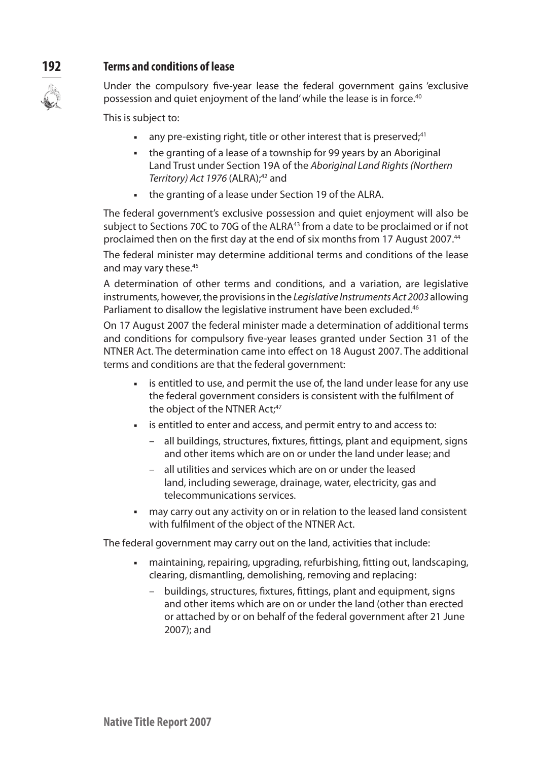## Terms and conditions of lease

Under the compulsory five-year lease the federal government gains 'exclusive possession and quiet enjoyment of the land' while the lease is in force.[40]

This is subject to:

- any pre-existing right, title or other interest that is preserved;[41]
- the granting of a lease of a township for 99 years by an Aboriginal Land Trust under Section 19A of the *Aboriginal Land Rights (Northern Territory) Act 1976* (ALRA);[42] and
- the granting of a lease under Section 19 of the ALRA.

The federal government's exclusive possession and quiet enjoyment will also be subject to Sections 70C to 70G of the ALRA[43] from a date to be proclaimed or if not proclaimed then on the first day at the end of six months from 17 August 2007.[44]

The federal minister may determine additional terms and conditions of the lease and may vary these.[45]

A determination of other terms and conditions, and a variation, are legislative instruments, however, the provisions in the *Legislative Instruments Act 2003* allowing Parliament to disallow the legislative instrument have been excluded.[46]

On 17 August 2007 the federal minister made a determination of additional terms and conditions for compulsory five-year leases granted under Section 31 of the NTNER Act. The determination came into effect on 18 August 2007. The additional terms and conditions are that the federal government:

- is entitled to use, and permit the use of, the land under lease for any use the federal government considers is consistent with the fulfilment of the object of the NTNER Act;[47]
- is entitled to enter and access, and permit entry to and access to:
  - all buildings, structures, fixtures, fittings, plant and equipment, signs and other items which are on or under the land under lease; and
  - all utilities and services which are on or under the leased land, including sewerage, drainage, water, electricity, gas and telecommunications services.
- may carry out any activity on or in relation to the leased land consistent with fulfilment of the object of the NTNER Act.

The federal government may carry out on the land, activities that include:

- maintaining, repairing, upgrading, refurbishing, fitting out, landscaping, clearing, dismantling, demolishing, removing and replacing:
  - buildings, structures, fixtures, fittings, plant and equipment, signs and other items which are on or under the land (other than erected or attached by or on behalf of the federal government after 21 June 2007); and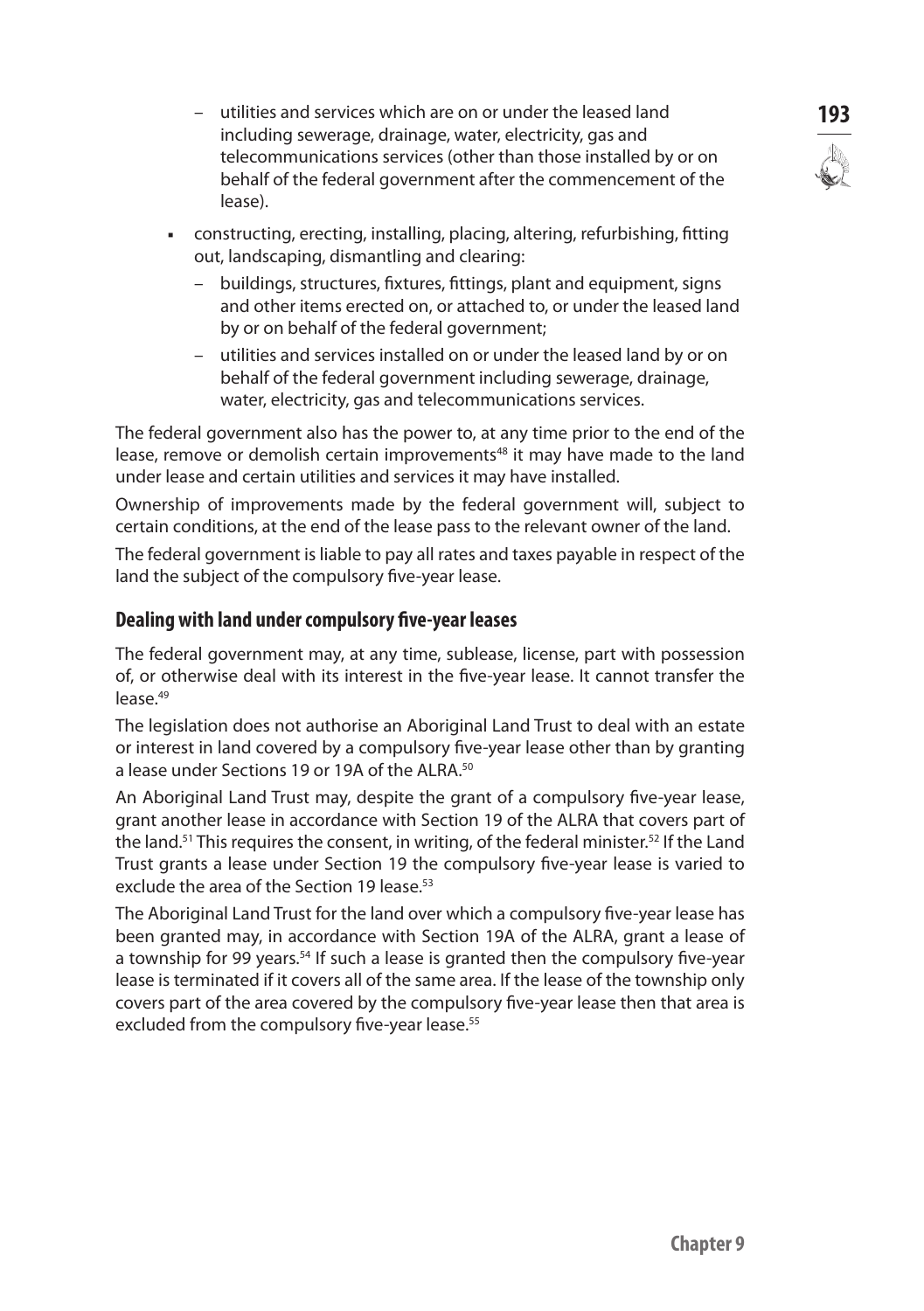- utilities and services which are on or under the leased land including sewerage, drainage, water, electricity, gas and telecommunications services (other than those installed by or on behalf of the federal government after the commencement of the lease).
- constructing, erecting, installing, placing, altering, refurbishing, fitting out, landscaping, dismantling and clearing:
  - buildings, structures, fixtures, fittings, plant and equipment, signs and other items erected on, or attached to, or under the leased land by or on behalf of the federal government;
  - utilities and services installed on or under the leased land by or on behalf of the federal government including sewerage, drainage, water, electricity, gas and telecommunications services.

The federal government also has the power to, at any time prior to the end of the lease, remove or demolish certain improvements[48] it may have made to the land under lease and certain utilities and services it may have installed.

Ownership of improvements made by the federal government will, subject to certain conditions, at the end of the lease pass to the relevant owner of the land.

The federal government is liable to pay all rates and taxes payable in respect of the land the subject of the compulsory five-year lease.

## Dealing with land under compulsory five-year leases

The federal government may, at any time, sublease, license, part with possession of, or otherwise deal with its interest in the five-year lease. It cannot transfer the lease.[49]

The legislation does not authorise an Aboriginal Land Trust to deal with an estate or interest in land covered by a compulsory five-year lease other than by granting a lease under Sections 19 or 19A of the ALRA.[50]

An Aboriginal Land Trust may, despite the grant of a compulsory five-year lease, grant another lease in accordance with Section 19 of the ALRA that covers part of the land.[51] This requires the consent, in writing, of the federal minister.[52] If the Land Trust grants a lease under Section 19 the compulsory five-year lease is varied to exclude the area of the Section 19 lease.[53]

The Aboriginal Land Trust for the land over which a compulsory five-year lease has been granted may, in accordance with Section 19A of the ALRA, grant a lease of a township for 99 years.[54] If such a lease is granted then the compulsory five-year lease is terminated if it covers all of the same area. If the lease of the township only covers part of the area covered by the compulsory five-year lease then that area is excluded from the compulsory five-year lease.[55]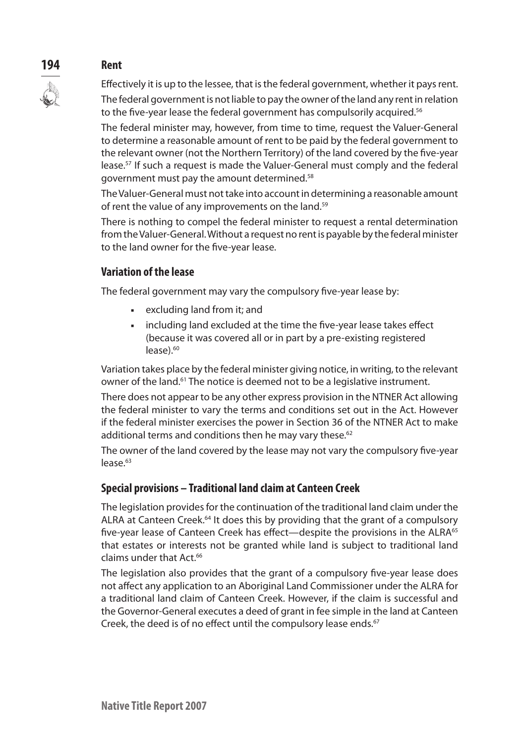## Rent

Effectively it is up to the lessee, that is the federal government, whether it pays rent.

The federal government is not liable to pay the owner of the land any rent in relation to the five-year lease the federal government has compulsorily acquired.[56]

The federal minister may, however, from time to time, request the Valuer-General to determine a reasonable amount of rent to be paid by the federal government to the relevant owner (not the Northern Territory) of the land covered by the five-year lease.[57] If such a request is made the Valuer-General must comply and the federal government must pay the amount determined.[58]

The Valuer-General must not take into account in determining a reasonable amount of rent the value of any improvements on the land.[59]

There is nothing to compel the federal minister to request a rental determination from the Valuer-General. Without a request no rent is payable by the federal minister to the land owner for the five-year lease.

### Variation of the lease

The federal government may vary the compulsory five-year lease by:

- excluding land from it; and
- including land excluded at the time the five-year lease takes effect (because it was covered all or in part by a pre-existing registered lease).[60]

Variation takes place by the federal minister giving notice, in writing, to the relevant owner of the land.[61] The notice is deemed not to be a legislative instrument.

There does not appear to be any other express provision in the NTNER Act allowing the federal minister to vary the terms and conditions set out in the Act. However if the federal minister exercises the power in Section 36 of the NTNER Act to make additional terms and conditions then he may vary these.[62]

The owner of the land covered by the lease may not vary the compulsory five-year lease.[63]

### Special provisions – Traditional land claim at Canteen Creek

The legislation provides for the continuation of the traditional land claim under the ALRA at Canteen Creek.[64] It does this by providing that the grant of a compulsory five-year lease of Canteen Creek has effect—despite the provisions in the ALRA[65] that estates or interests not be granted while land is subject to traditional land claims under that Act.[66]

The legislation also provides that the grant of a compulsory five-year lease does not affect any application to an Aboriginal Land Commissioner under the ALRA for a traditional land claim of Canteen Creek. However, if the claim is successful and the Governor-General executes a deed of grant in fee simple in the land at Canteen Creek, the deed is of no effect until the compulsory lease ends.[67]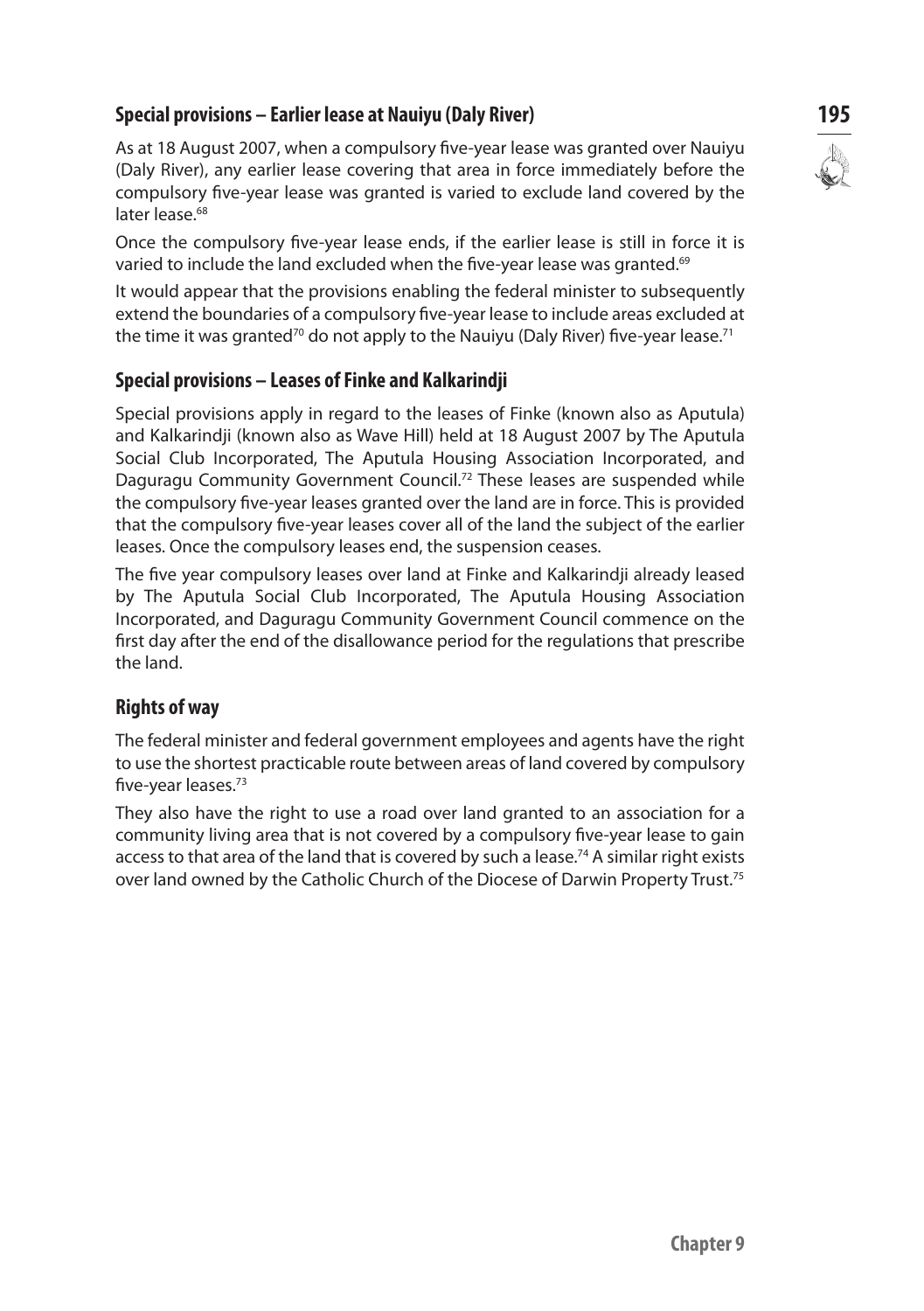## Special provisions – Earlier lease at Nauiyu (Daly River)

As at 18 August 2007, when a compulsory five-year lease was granted over Nauiyu (Daly River), any earlier lease covering that area in force immediately before the compulsory five-year lease was granted is varied to exclude land covered by the later lease.[68]

Once the compulsory five-year lease ends, if the earlier lease is still in force it is varied to include the land excluded when the five-year lease was granted.[69]

It would appear that the provisions enabling the federal minister to subsequently extend the boundaries of a compulsory five-year lease to include areas excluded at the time it was granted[70] do not apply to the Nauiyu (Daly River) five-year lease.[71]

## Special provisions – Leases of Finke and Kalkarindji

Special provisions apply in regard to the leases of Finke (known also as Aputula) and Kalkarindji (known also as Wave Hill) held at 18 August 2007 by The Aputula Social Club Incorporated, The Aputula Housing Association Incorporated, and Daguragu Community Government Council.[72] These leases are suspended while the compulsory five-year leases granted over the land are in force. This is provided that the compulsory five-year leases cover all of the land the subject of the earlier leases. Once the compulsory leases end, the suspension ceases.

The five year compulsory leases over land at Finke and Kalkarindji already leased by The Aputula Social Club Incorporated, The Aputula Housing Association Incorporated, and Daguragu Community Government Council commence on the first day after the end of the disallowance period for the regulations that prescribe the land.

## Rights of way

The federal minister and federal government employees and agents have the right to use the shortest practicable route between areas of land covered by compulsory five-year leases.[73]

They also have the right to use a road over land granted to an association for a community living area that is not covered by a compulsory five-year lease to gain access to that area of the land that is covered by such a lease.[74] A similar right exists over land owned by the Catholic Church of the Diocese of Darwin Property Trust.[75]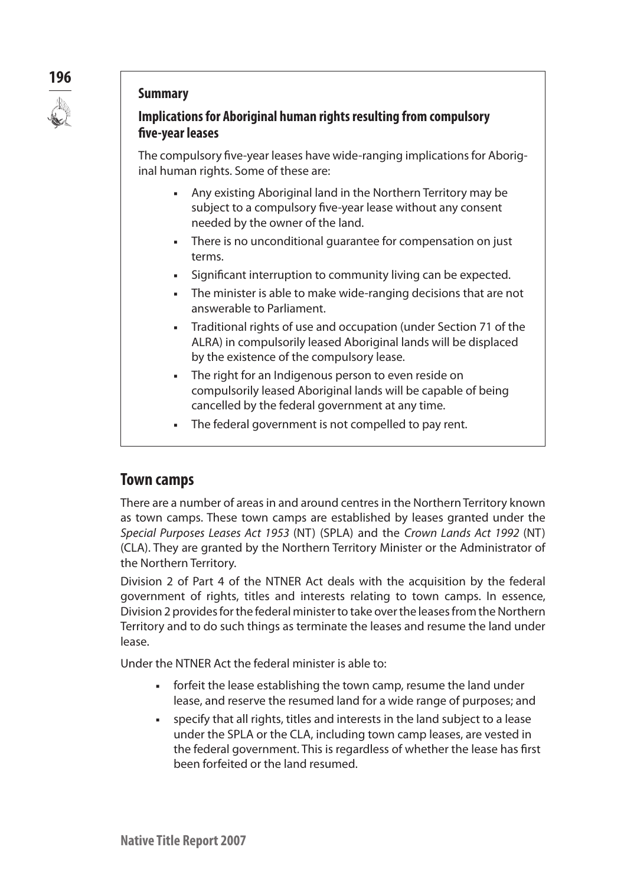**Summary**

**Implications for Aboriginal human rights resulting from compulsory five-year leases**

The compulsory five-year leases have wide-ranging implications for Aboriginal human rights. Some of these are:

- Any existing Aboriginal land in the Northern Territory may be subject to a compulsory five-year lease without any consent needed by the owner of the land.
- There is no unconditional guarantee for compensation on just terms.
- Significant interruption to community living can be expected.
- The minister is able to make wide-ranging decisions that are not answerable to Parliament.
- Traditional rights of use and occupation (under Section 71 of the ALRA) in compulsorily leased Aboriginal lands will be displaced by the existence of the compulsory lease.
- The right for an Indigenous person to even reside on compulsorily leased Aboriginal lands will be capable of being cancelled by the federal government at any time.
- The federal government is not compelled to pay rent.

## Town camps

There are a number of areas in and around centres in the Northern Territory known as town camps. These town camps are established by leases granted under the *Special Purposes Leases Act 1953* (NT) (SPLA) and the *Crown Lands Act 1992* (NT) (CLA). They are granted by the Northern Territory Minister or the Administrator of the Northern Territory.

Division 2 of Part 4 of the NTNER Act deals with the acquisition by the federal government of rights, titles and interests relating to town camps. In essence, Division 2 provides for the federal minister to take over the leases from the Northern Territory and to do such things as terminate the leases and resume the land under lease.

Under the NTNER Act the federal minister is able to:

- forfeit the lease establishing the town camp, resume the land under lease, and reserve the resumed land for a wide range of purposes; and
- specify that all rights, titles and interests in the land subject to a lease under the SPLA or the CLA, including town camp leases, are vested in the federal government. This is regardless of whether the lease has first been forfeited or the land resumed.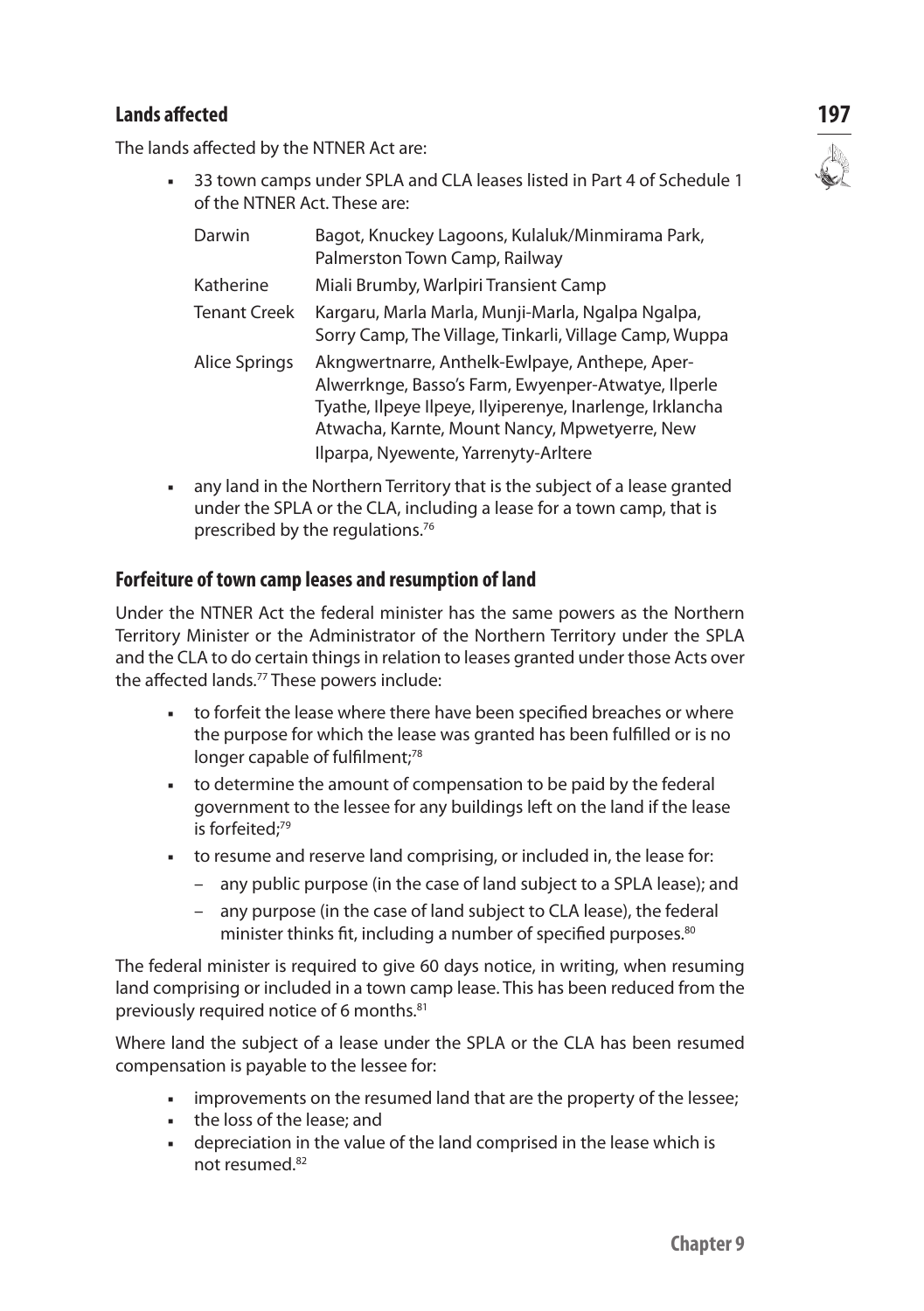### Lands affected

The lands affected by the NTNER Act are:

- 33 town camps under SPLA and CLA leases listed in Part 4 of Schedule 1 of the NTNER Act. These are:

| | |
|---|---|
| Darwin | Bagot, Knuckey Lagoons, Kulaluk/Minmirama Park, Palmerston Town Camp, Railway |
| Katherine | Miali Brumby, Warlpiri Transient Camp |
| Tenant Creek | Kargaru, Marla Marla, Munji-Marla, Ngalpa Ngalpa, Sorry Camp, The Village, Tinkarli, Village Camp, Wuppa |
| Alice Springs | Akngwertnarre, Anthelk-Ewlpaye, Anthepe, Aper-Alwerrknge, Basso's Farm, Ewyenper-Atwatye, Ilperle Tyathe, Ilpeye Ilpeye, Ilyiperenye, Inarlenge, Irklancha Atwacha, Karnte, Mount Nancy, Mpwetyerre, New Ilparpa, Nyewente, Yarrenyty-Arltere |

- any land in the Northern Territory that is the subject of a lease granted under the SPLA or the CLA, including a lease for a town camp, that is prescribed by the regulations.[76]

### Forfeiture of town camp leases and resumption of land

Under the NTNER Act the federal minister has the same powers as the Northern Territory Minister or the Administrator of the Northern Territory under the SPLA and the CLA to do certain things in relation to leases granted under those Acts over the affected lands.[77] These powers include:

- to forfeit the lease where there have been specified breaches or where the purpose for which the lease was granted has been fulfilled or is no longer capable of fulfilment;[78]
- to determine the amount of compensation to be paid by the federal government to the lessee for any buildings left on the land if the lease is forfeited;[79]
- to resume and reserve land comprising, or included in, the lease for:
  - any public purpose (in the case of land subject to a SPLA lease); and
  - any purpose (in the case of land subject to CLA lease), the federal minister thinks fit, including a number of specified purposes.[80]

The federal minister is required to give 60 days notice, in writing, when resuming land comprising or included in a town camp lease. This has been reduced from the previously required notice of 6 months.[81]

Where land the subject of a lease under the SPLA or the CLA has been resumed compensation is payable to the lessee for:

- improvements on the resumed land that are the property of the lessee;
- the loss of the lease; and
- depreciation in the value of the land comprised in the lease which is not resumed.[82]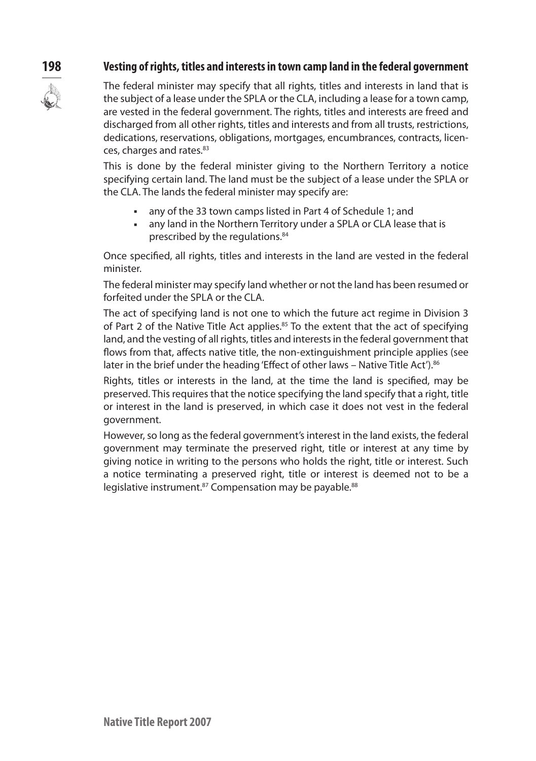## Vesting of rights, titles and interests in town camp land in the federal government

The federal minister may specify that all rights, titles and interests in land that is the subject of a lease under the SPLA or the CLA, including a lease for a town camp, are vested in the federal government. The rights, titles and interests are freed and discharged from all other rights, titles and interests and from all trusts, restrictions, dedications, reservations, obligations, mortgages, encumbrances, contracts, licences, charges and rates.[83]

This is done by the federal minister giving to the Northern Territory a notice specifying certain land. The land must be the subject of a lease under the SPLA or the CLA. The lands the federal minister may specify are:

- any of the 33 town camps listed in Part 4 of Schedule 1; and
- any land in the Northern Territory under a SPLA or CLA lease that is prescribed by the regulations.[84]

Once specified, all rights, titles and interests in the land are vested in the federal minister.

The federal minister may specify land whether or not the land has been resumed or forfeited under the SPLA or the CLA.

The act of specifying land is not one to which the future act regime in Division 3 of Part 2 of the Native Title Act applies.[85] To the extent that the act of specifying land, and the vesting of all rights, titles and interests in the federal government that flows from that, affects native title, the non-extinguishment principle applies (see later in the brief under the heading 'Effect of other laws – Native Title Act').[86]

Rights, titles or interests in the land, at the time the land is specified, may be preserved. This requires that the notice specifying the land specify that a right, title or interest in the land is preserved, in which case it does not vest in the federal government.

However, so long as the federal government's interest in the land exists, the federal government may terminate the preserved right, title or interest at any time by giving notice in writing to the persons who holds the right, title or interest. Such a notice terminating a preserved right, title or interest is deemed not to be a legislative instrument.[87] Compensation may be payable.[88]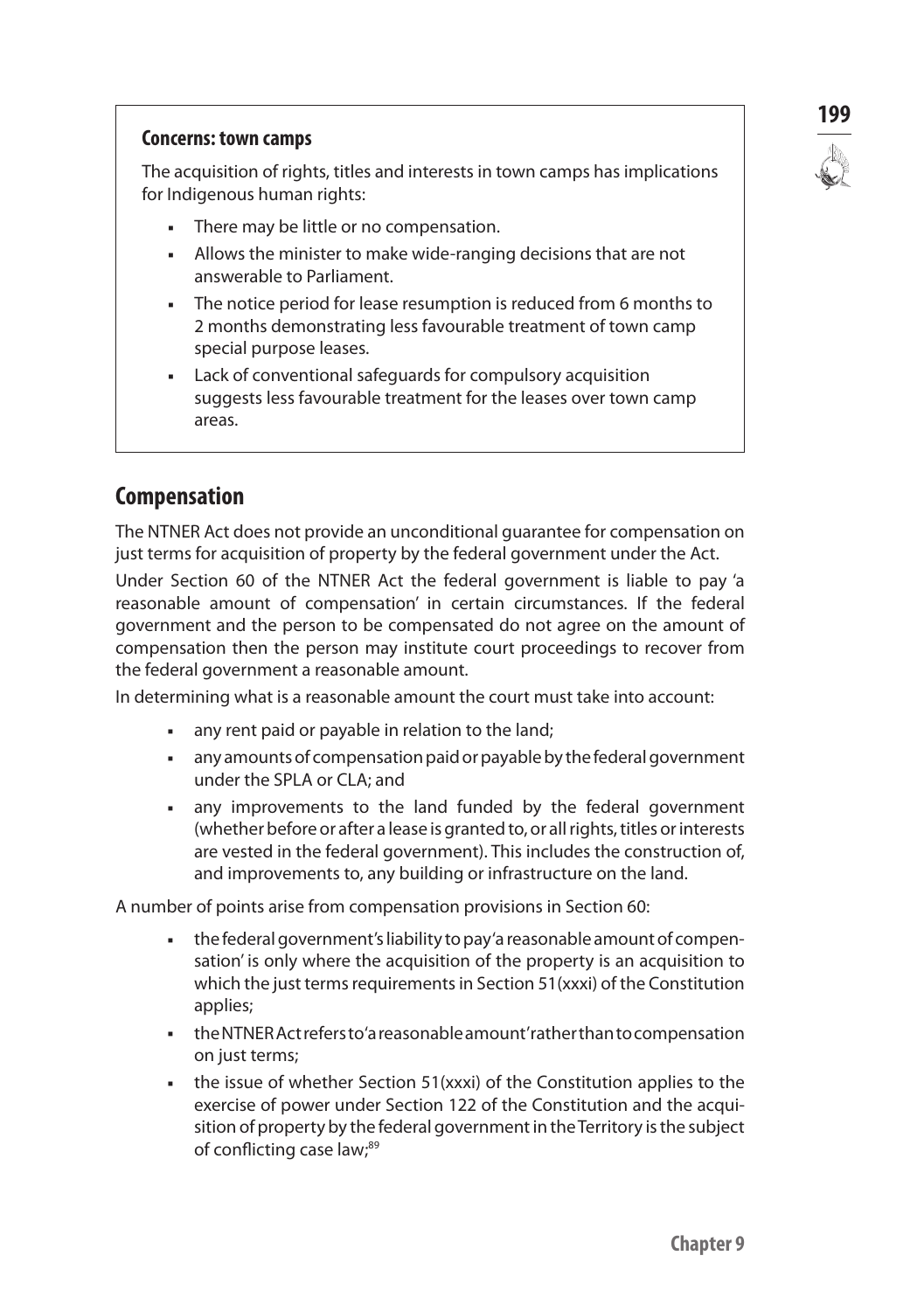**Concerns: town camps**

The acquisition of rights, titles and interests in town camps has implications for Indigenous human rights:

- There may be little or no compensation.
- Allows the minister to make wide-ranging decisions that are not answerable to Parliament.
- The notice period for lease resumption is reduced from 6 months to 2 months demonstrating less favourable treatment of town camp special purpose leases.
- Lack of conventional safeguards for compulsory acquisition suggests less favourable treatment for the leases over town camp areas.

## Compensation

The NTNER Act does not provide an unconditional guarantee for compensation on just terms for acquisition of property by the federal government under the Act.

Under Section 60 of the NTNER Act the federal government is liable to pay 'a reasonable amount of compensation' in certain circumstances. If the federal government and the person to be compensated do not agree on the amount of compensation then the person may institute court proceedings to recover from the federal government a reasonable amount.

In determining what is a reasonable amount the court must take into account:

- any rent paid or payable in relation to the land;
- any amounts of compensation paid or payable by the federal government under the SPLA or CLA; and
- any improvements to the land funded by the federal government (whether before or after a lease is granted to, or all rights, titles or interests are vested in the federal government). This includes the construction of, and improvements to, any building or infrastructure on the land.

A number of points arise from compensation provisions in Section 60:

- the federal government's liability to pay 'a reasonable amount of compensation' is only where the acquisition of the property is an acquisition to which the just terms requirements in Section 51(xxxi) of the Constitution applies;
- the NTNER Act refers to 'a reasonable amount' rather than to compensation on just terms;
- the issue of whether Section 51(xxxi) of the Constitution applies to the exercise of power under Section 122 of the Constitution and the acquisition of property by the federal government in the Territory is the subject of conflicting case law;[89]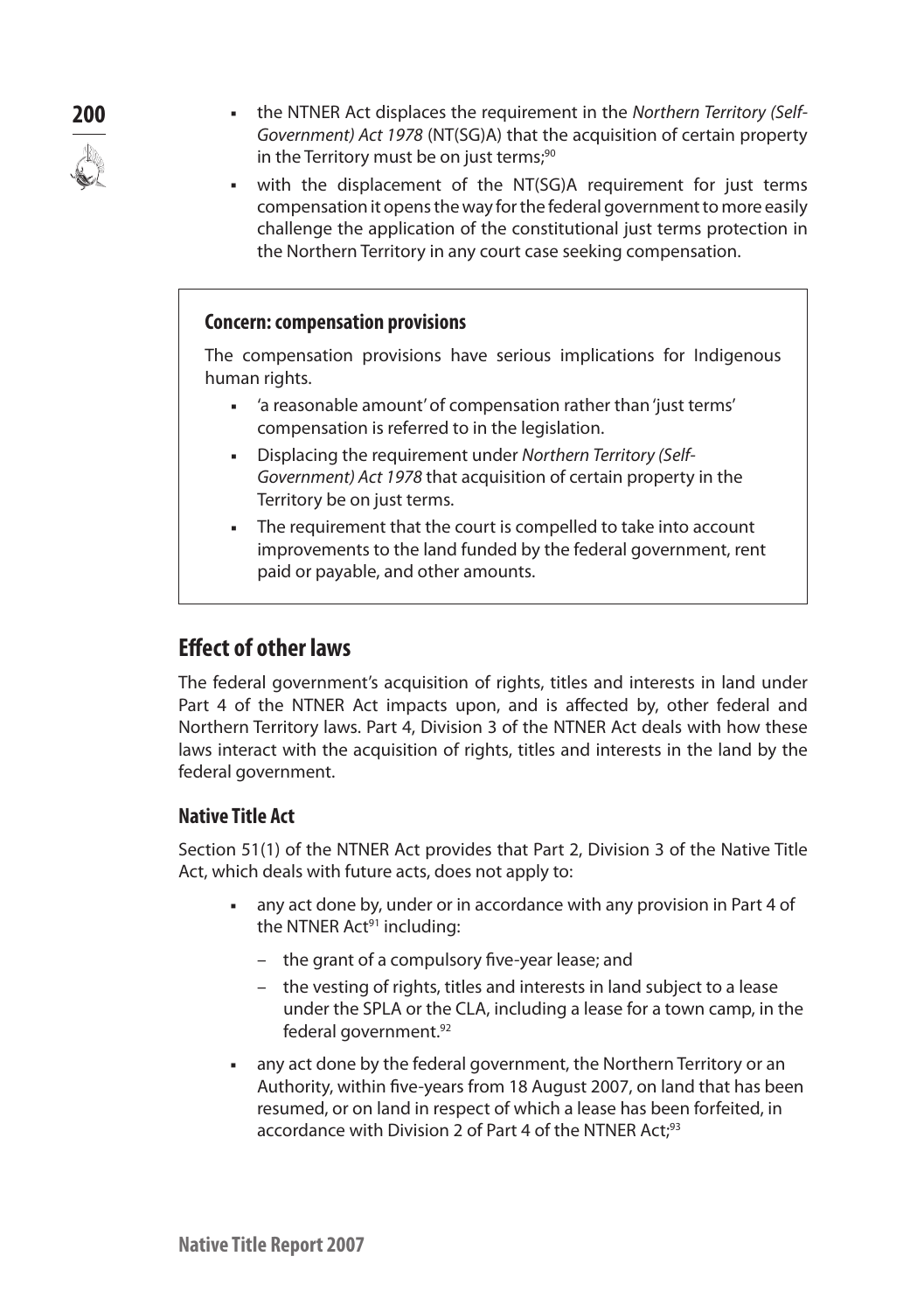- the NTNER Act displaces the requirement in the *Northern Territory (Self-Government) Act 1978* (NT(SG)A) that the acquisition of certain property in the Territory must be on just terms;[90]
- with the displacement of the NT(SG)A requirement for just terms compensation it opens the way for the federal government to more easily challenge the application of the constitutional just terms protection in the Northern Territory in any court case seeking compensation.

> **Concern: compensation provisions**
>
> The compensation provisions have serious implications for Indigenous human rights.
>
> - 'a reasonable amount' of compensation rather than 'just terms' compensation is referred to in the legislation.
> - Displacing the requirement under *Northern Territory (Self-Government) Act 1978* that acquisition of certain property in the Territory be on just terms.
> - The requirement that the court is compelled to take into account improvements to the land funded by the federal government, rent paid or payable, and other amounts.

## Effect of other laws

The federal government's acquisition of rights, titles and interests in land under Part 4 of the NTNER Act impacts upon, and is affected by, other federal and Northern Territory laws. Part 4, Division 3 of the NTNER Act deals with how these laws interact with the acquisition of rights, titles and interests in the land by the federal government.

### Native Title Act

Section 51(1) of the NTNER Act provides that Part 2, Division 3 of the Native Title Act, which deals with future acts, does not apply to:

- any act done by, under or in accordance with any provision in Part 4 of the NTNER Act[91] including:
  - the grant of a compulsory five-year lease; and
  - the vesting of rights, titles and interests in land subject to a lease under the SPLA or the CLA, including a lease for a town camp, in the federal government.[92]
- any act done by the federal government, the Northern Territory or an Authority, within five-years from 18 August 2007, on land that has been resumed, or on land in respect of which a lease has been forfeited, in accordance with Division 2 of Part 4 of the NTNER Act;[93]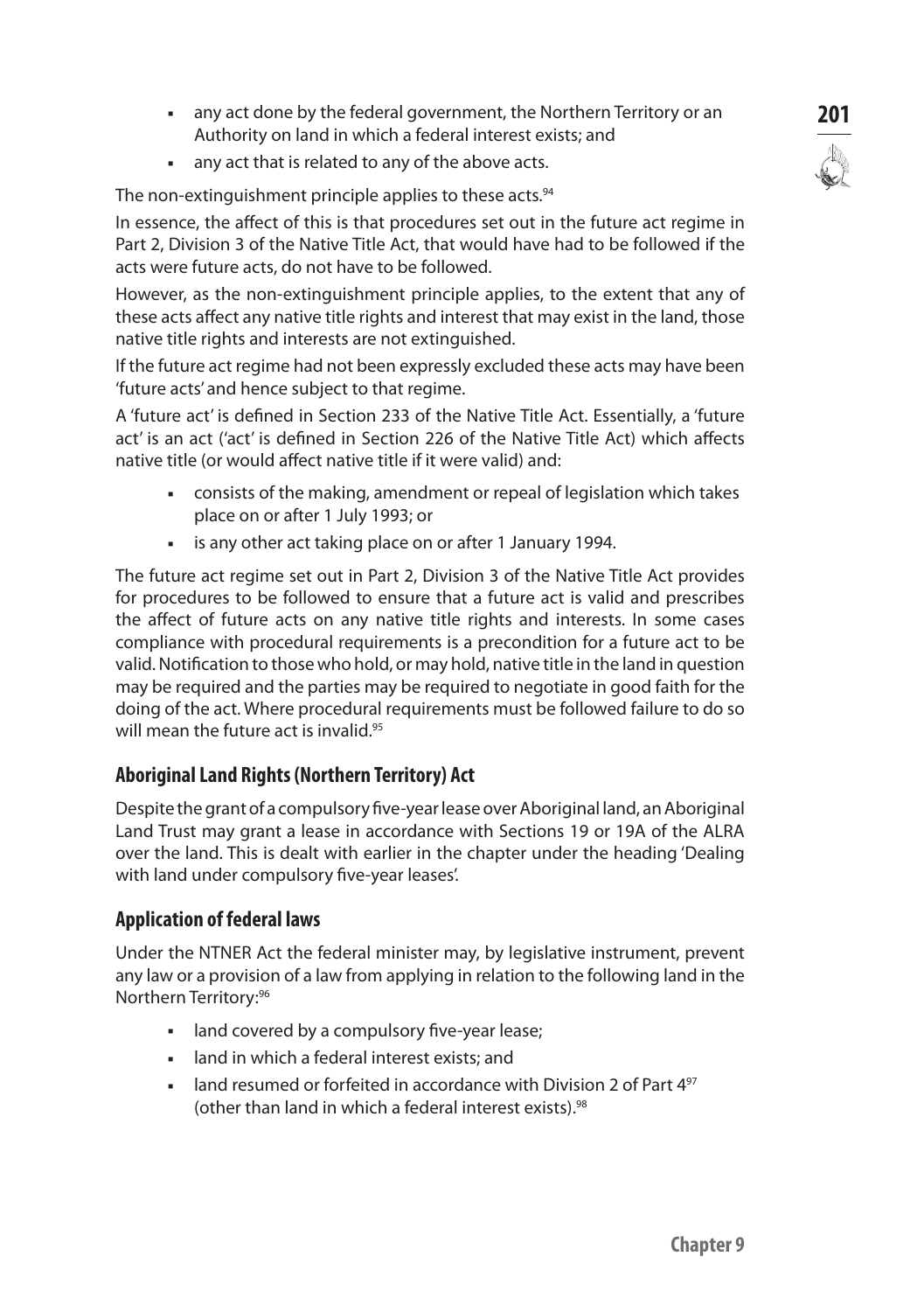- any act done by the federal government, the Northern Territory or an Authority on land in which a federal interest exists; and
- any act that is related to any of the above acts.

The non-extinguishment principle applies to these acts.[94]

In essence, the affect of this is that procedures set out in the future act regime in Part 2, Division 3 of the Native Title Act, that would have had to be followed if the acts were future acts, do not have to be followed.

However, as the non-extinguishment principle applies, to the extent that any of these acts affect any native title rights and interest that may exist in the land, those native title rights and interests are not extinguished.

If the future act regime had not been expressly excluded these acts may have been 'future acts' and hence subject to that regime.

A 'future act' is defined in Section 233 of the Native Title Act. Essentially, a 'future act' is an act ('act' is defined in Section 226 of the Native Title Act) which affects native title (or would affect native title if it were valid) and:

- consists of the making, amendment or repeal of legislation which takes place on or after 1 July 1993; or
- is any other act taking place on or after 1 January 1994.

The future act regime set out in Part 2, Division 3 of the Native Title Act provides for procedures to be followed to ensure that a future act is valid and prescribes the affect of future acts on any native title rights and interests. In some cases compliance with procedural requirements is a precondition for a future act to be valid. Notification to those who hold, or may hold, native title in the land in question may be required and the parties may be required to negotiate in good faith for the doing of the act. Where procedural requirements must be followed failure to do so will mean the future act is invalid.[95]

### Aboriginal Land Rights (Northern Territory) Act

Despite the grant of a compulsory five-year lease over Aboriginal land, an Aboriginal Land Trust may grant a lease in accordance with Sections 19 or 19A of the ALRA over the land. This is dealt with earlier in the chapter under the heading 'Dealing with land under compulsory five-year leases'.

### Application of federal laws

Under the NTNER Act the federal minister may, by legislative instrument, prevent any law or a provision of a law from applying in relation to the following land in the Northern Territory:[96]

- land covered by a compulsory five-year lease;
- land in which a federal interest exists; and
- land resumed or forfeited in accordance with Division 2 of Part 4[97] (other than land in which a federal interest exists).[98]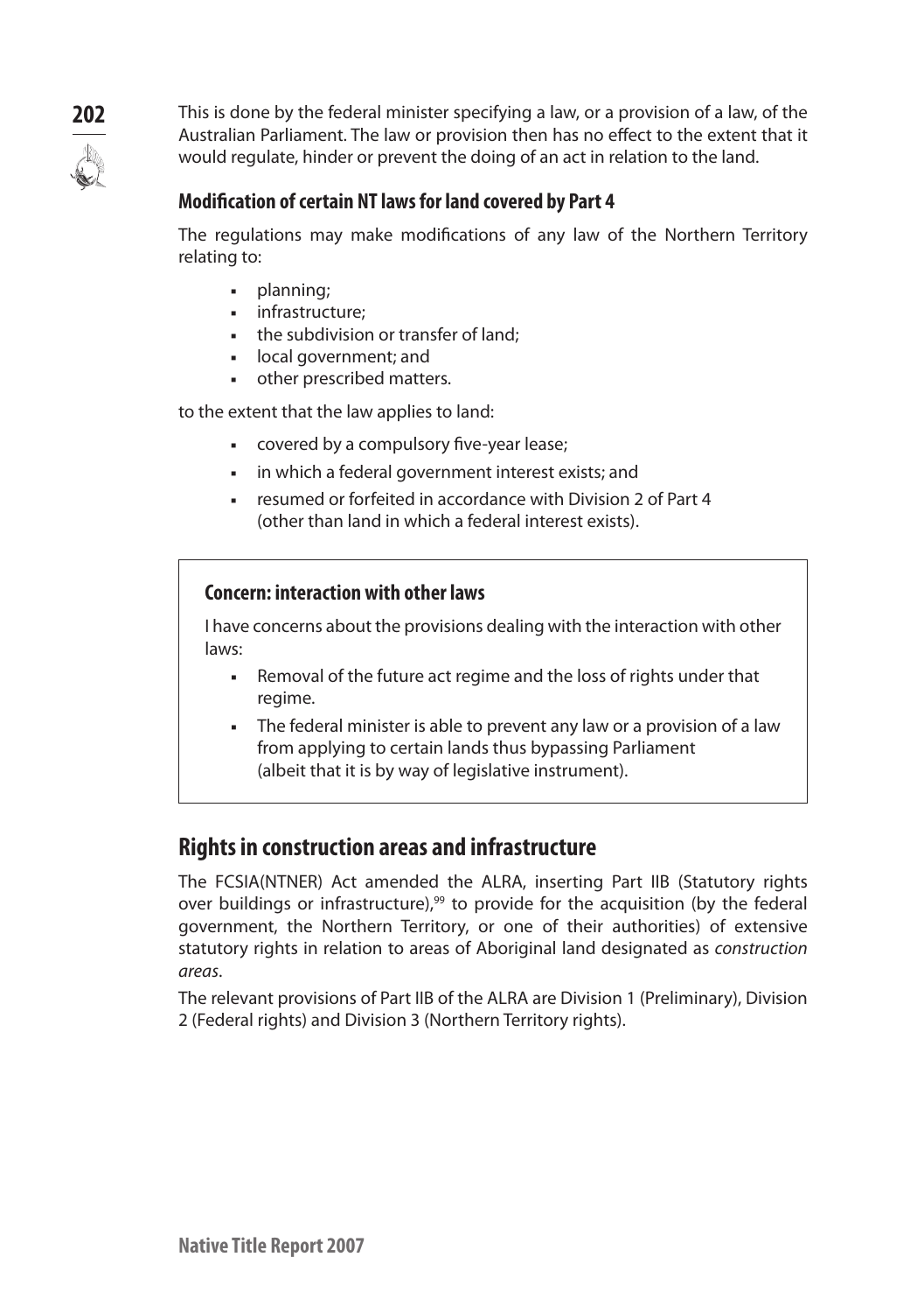This is done by the federal minister specifying a law, or a provision of a law, of the Australian Parliament. The law or provision then has no effect to the extent that it would regulate, hinder or prevent the doing of an act in relation to the land.

### Modification of certain NT laws for land covered by Part 4

The regulations may make modifications of any law of the Northern Territory relating to:

- planning;
- infrastructure;
- the subdivision or transfer of land;
- local government; and
- other prescribed matters.

to the extent that the law applies to land:

- covered by a compulsory five-year lease;
- in which a federal government interest exists; and
- resumed or forfeited in accordance with Division 2 of Part 4 (other than land in which a federal interest exists).

> **Concern: interaction with other laws**
>
> I have concerns about the provisions dealing with the interaction with other laws:
>
> - Removal of the future act regime and the loss of rights under that regime.
> - The federal minister is able to prevent any law or a provision of a law from applying to certain lands thus bypassing Parliament (albeit that it is by way of legislative instrument).

## Rights in construction areas and infrastructure

The FCSIA(NTNER) Act amended the ALRA, inserting Part IIB (Statutory rights over buildings or infrastructure),[99] to provide for the acquisition (by the federal government, the Northern Territory, or one of their authorities) of extensive statutory rights in relation to areas of Aboriginal land designated as *construction areas*.

The relevant provisions of Part IIB of the ALRA are Division 1 (Preliminary), Division 2 (Federal rights) and Division 3 (Northern Territory rights).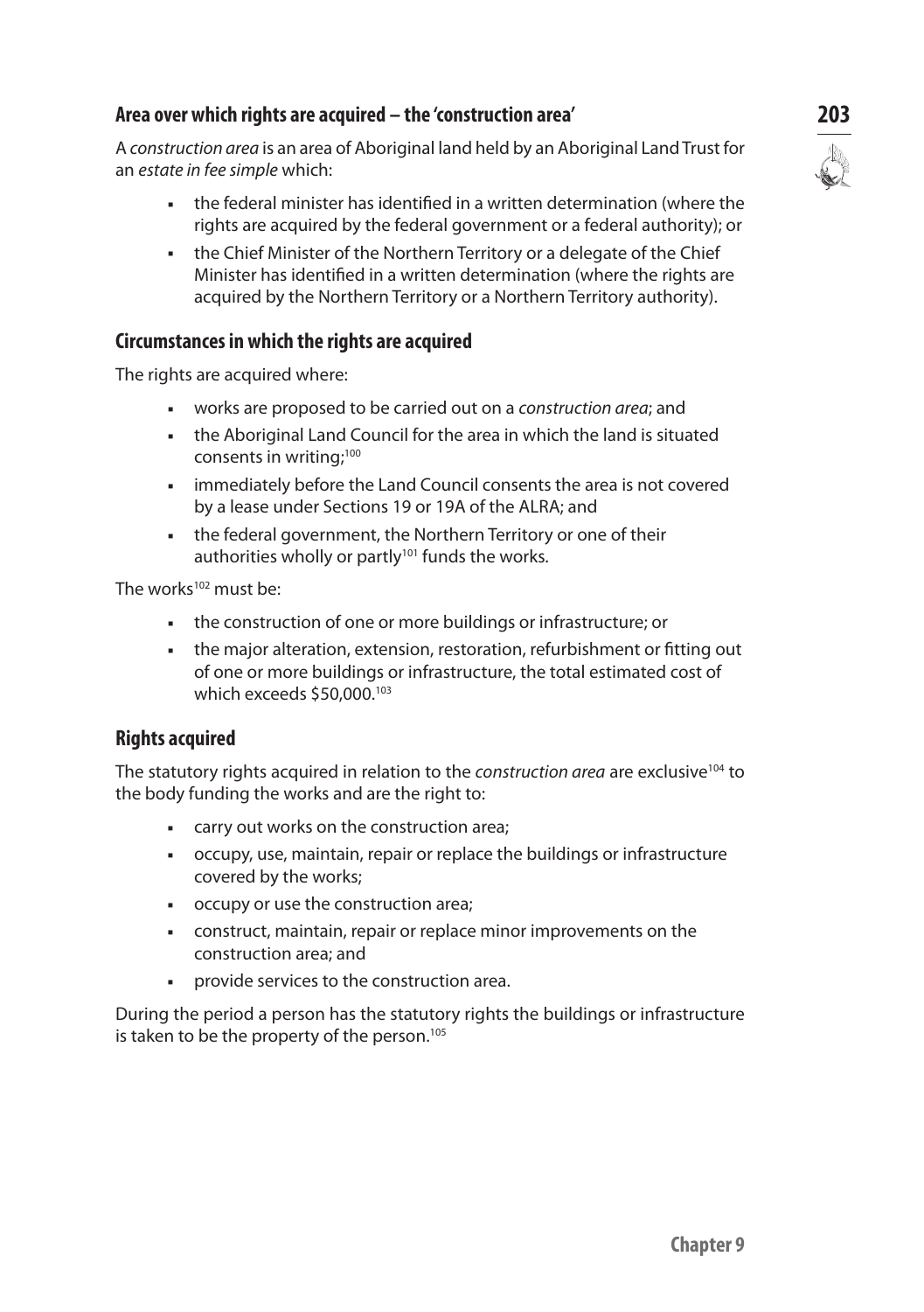### Area over which rights are acquired – the 'construction area'

A *construction area* is an area of Aboriginal land held by an Aboriginal Land Trust for an *estate in fee simple* which:

- the federal minister has identified in a written determination (where the rights are acquired by the federal government or a federal authority); or
- the Chief Minister of the Northern Territory or a delegate of the Chief Minister has identified in a written determination (where the rights are acquired by the Northern Territory or a Northern Territory authority).

### Circumstances in which the rights are acquired

The rights are acquired where:

- works are proposed to be carried out on a *construction area*; and
- the Aboriginal Land Council for the area in which the land is situated consents in writing;[100]
- immediately before the Land Council consents the area is not covered by a lease under Sections 19 or 19A of the ALRA; and
- the federal government, the Northern Territory or one of their authorities wholly or partly[101] funds the works.

The works[102] must be:

- the construction of one or more buildings or infrastructure; or
- the major alteration, extension, restoration, refurbishment or fitting out of one or more buildings or infrastructure, the total estimated cost of which exceeds $50,000.[103]

### Rights acquired

The statutory rights acquired in relation to the *construction area* are exclusive[104] to the body funding the works and are the right to:

- carry out works on the construction area;
- occupy, use, maintain, repair or replace the buildings or infrastructure covered by the works;
- occupy or use the construction area;
- construct, maintain, repair or replace minor improvements on the construction area; and
- provide services to the construction area.

During the period a person has the statutory rights the buildings or infrastructure is taken to be the property of the person.[105]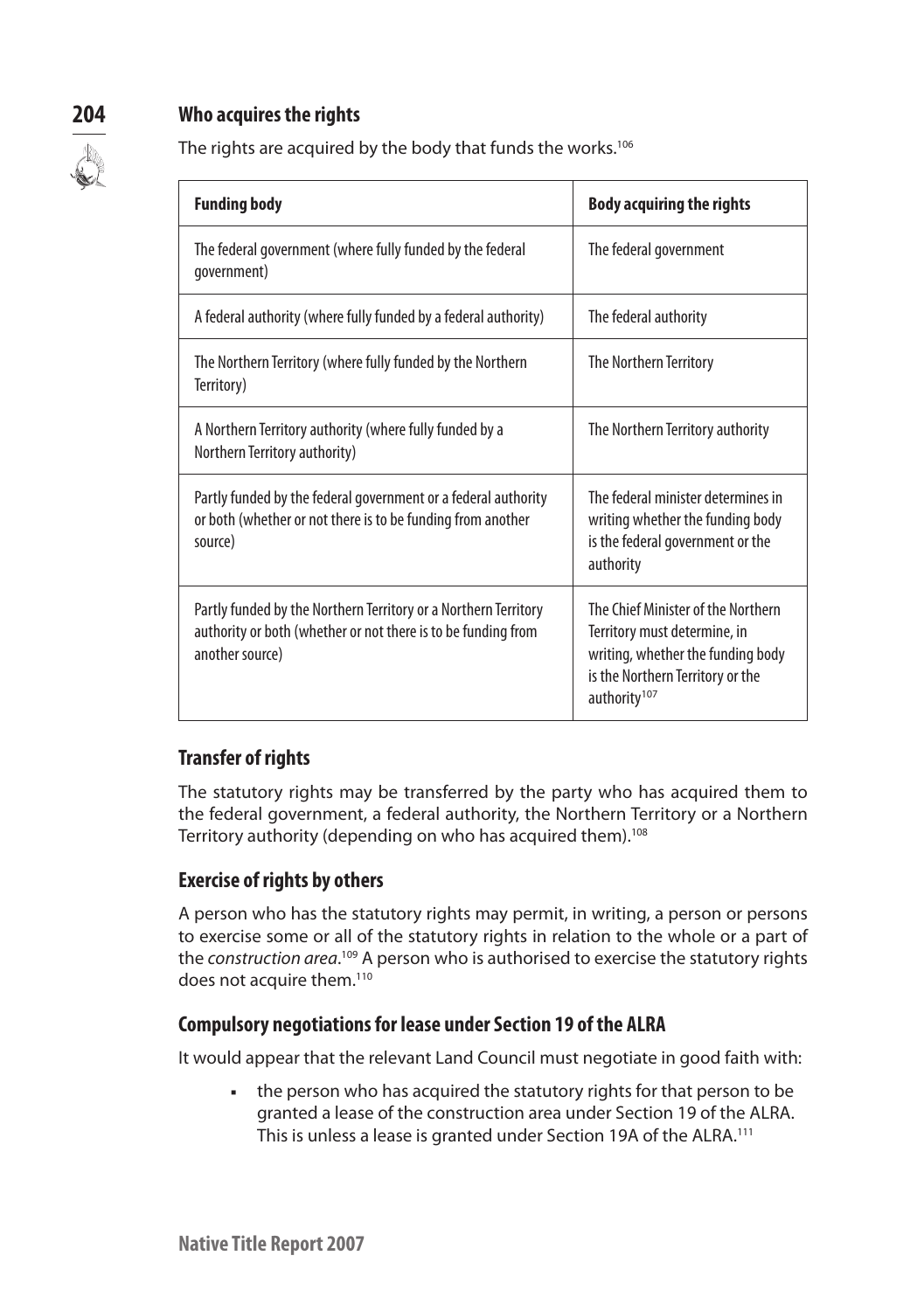### Who acquires the rights

The rights are acquired by the body that funds the works.[106]

| Funding body | Body acquiring the rights |
|---|---|
| The federal government (where fully funded by the federal government) | The federal government |
| A federal authority (where fully funded by a federal authority) | The federal authority |
| The Northern Territory (where fully funded by the Northern Territory) | The Northern Territory |
| A Northern Territory authority (where fully funded by a Northern Territory authority) | The Northern Territory authority |
| Partly funded by the federal government or a federal authority or both (whether or not there is to be funding from another source) | The federal minister determines in writing whether the funding body is the federal government or the authority |
| Partly funded by the Northern Territory or a Northern Territory authority or both (whether or not there is to be funding from another source) | The Chief Minister of the Northern Territory must determine, in writing, whether the funding body is the Northern Territory or the authority[107] |

### Transfer of rights

The statutory rights may be transferred by the party who has acquired them to the federal government, a federal authority, the Northern Territory or a Northern Territory authority (depending on who has acquired them).[108]

### Exercise of rights by others

A person who has the statutory rights may permit, in writing, a person or persons to exercise some or all of the statutory rights in relation to the whole or a part of the *construction area*.[109] A person who is authorised to exercise the statutory rights does not acquire them.[110]

### Compulsory negotiations for lease under Section 19 of the ALRA

It would appear that the relevant Land Council must negotiate in good faith with:

- the person who has acquired the statutory rights for that person to be granted a lease of the construction area under Section 19 of the ALRA. This is unless a lease is granted under Section 19A of the ALRA.[111]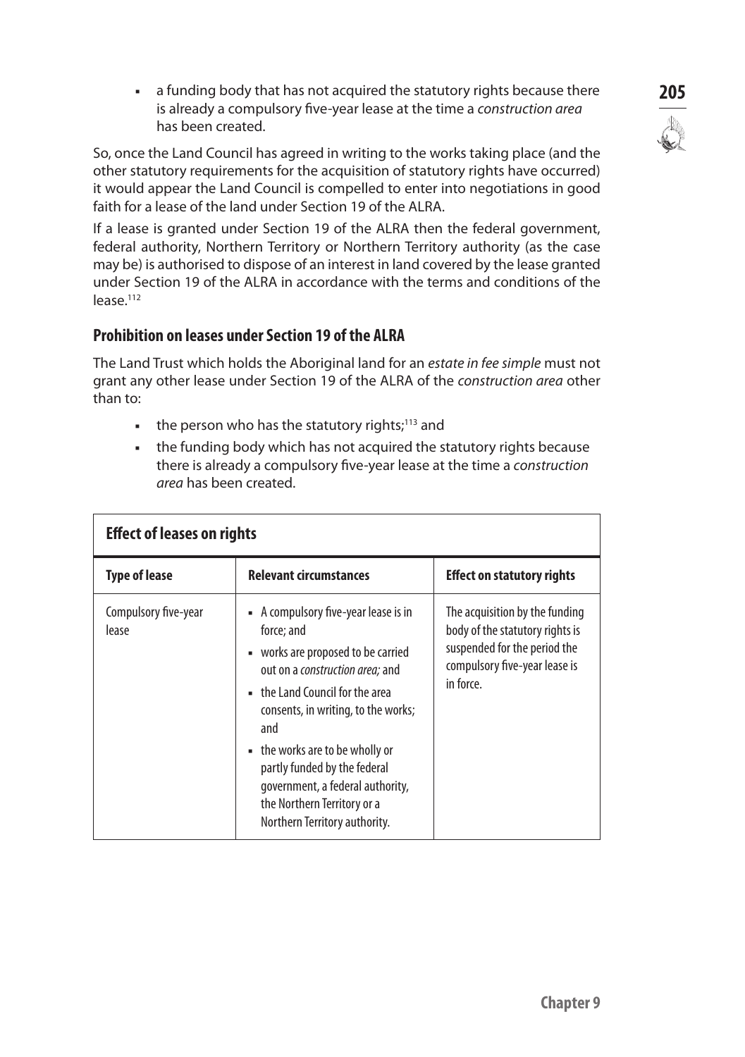- a funding body that has not acquired the statutory rights because there is already a compulsory five-year lease at the time a *construction area* has been created.

So, once the Land Council has agreed in writing to the works taking place (and the other statutory requirements for the acquisition of statutory rights have occurred) it would appear the Land Council is compelled to enter into negotiations in good faith for a lease of the land under Section 19 of the ALRA.

If a lease is granted under Section 19 of the ALRA then the federal government, federal authority, Northern Territory or Northern Territory authority (as the case may be) is authorised to dispose of an interest in land covered by the lease granted under Section 19 of the ALRA in accordance with the terms and conditions of the lease.[112]

### Prohibition on leases under Section 19 of the ALRA

The Land Trust which holds the Aboriginal land for an *estate in fee simple* must not grant any other lease under Section 19 of the ALRA of the *construction area* other than to:

- the person who has the statutory rights;[113] and
- the funding body which has not acquired the statutory rights because there is already a compulsory five-year lease at the time a *construction area* has been created.

**Effect of leases on rights**

| Type of lease | Relevant circumstances | Effect on statutory rights |
|---|---|---|
| Compulsory five-year lease | • A compulsory five-year lease is in force; and<br>• works are proposed to be carried out on a *construction area;* and<br>• the Land Council for the area consents, in writing, to the works; and<br>• the works are to be wholly or partly funded by the federal government, a federal authority, the Northern Territory or a Northern Territory authority. | The acquisition by the funding body of the statutory rights is suspended for the period the compulsory five-year lease is in force. |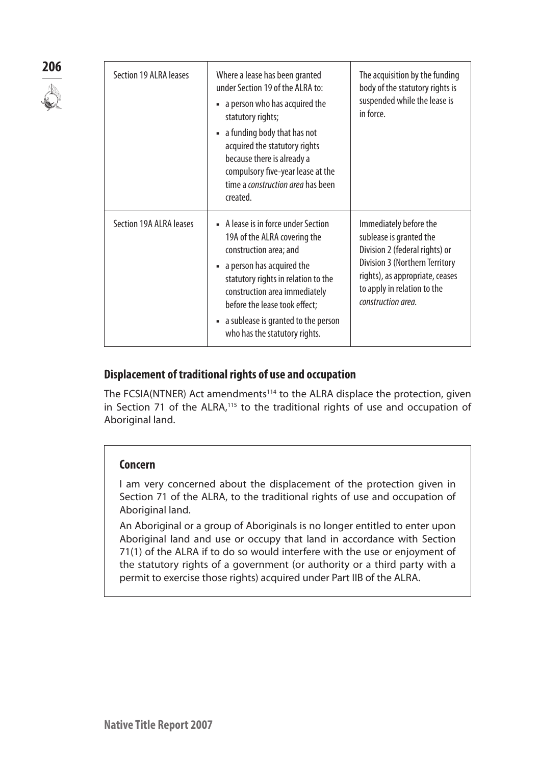| Section 19 ALRA leases | Where a lease has been granted under Section 19 of the ALRA to:<br>▪ a person who has acquired the statutory rights;<br>▪ a funding body that has not acquired the statutory rights because there is already a compulsory five-year lease at the time a *construction area* has been created. | The acquisition by the funding body of the statutory rights is suspended while the lease is in force. |
|---|---|---|
| Section 19A ALRA leases | ▪ A lease is in force under Section 19A of the ALRA covering the construction area; and<br>▪ a person has acquired the statutory rights in relation to the construction area immediately before the lease took effect;<br>▪ a sublease is granted to the person who has the statutory rights. | Immediately before the sublease is granted the Division 2 (federal rights) or Division 3 (Northern Territory rights), as appropriate, ceases to apply in relation to the *construction area.* |

## Displacement of traditional rights of use and occupation

The FCSIA(NTNER) Act amendments[114] to the ALRA displace the protection, given in Section 71 of the ALRA,[115] to the traditional rights of use and occupation of Aboriginal land.

### Concern

I am very concerned about the displacement of the protection given in Section 71 of the ALRA, to the traditional rights of use and occupation of Aboriginal land.

An Aboriginal or a group of Aboriginals is no longer entitled to enter upon Aboriginal land and use or occupy that land in accordance with Section 71(1) of the ALRA if to do so would interfere with the use or enjoyment of the statutory rights of a government (or authority or a third party with a permit to exercise those rights) acquired under Part IIB of the ALRA.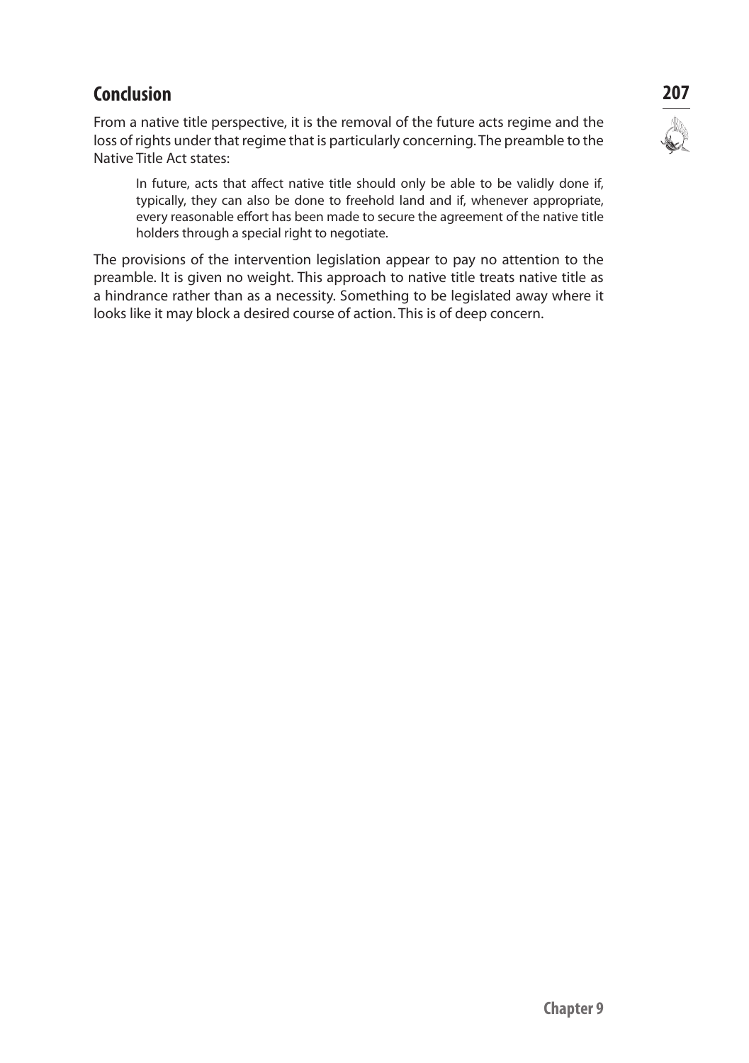## Conclusion

From a native title perspective, it is the removal of the future acts regime and the loss of rights under that regime that is particularly concerning. The preamble to the Native Title Act states:

> In future, acts that affect native title should only be able to be validly done if, typically, they can also be done to freehold land and if, whenever appropriate, every reasonable effort has been made to secure the agreement of the native title holders through a special right to negotiate.

The provisions of the intervention legislation appear to pay no attention to the preamble. It is given no weight. This approach to native title treats native title as a hindrance rather than as a necessity. Something to be legislated away where it looks like it may block a desired course of action. This is of deep concern.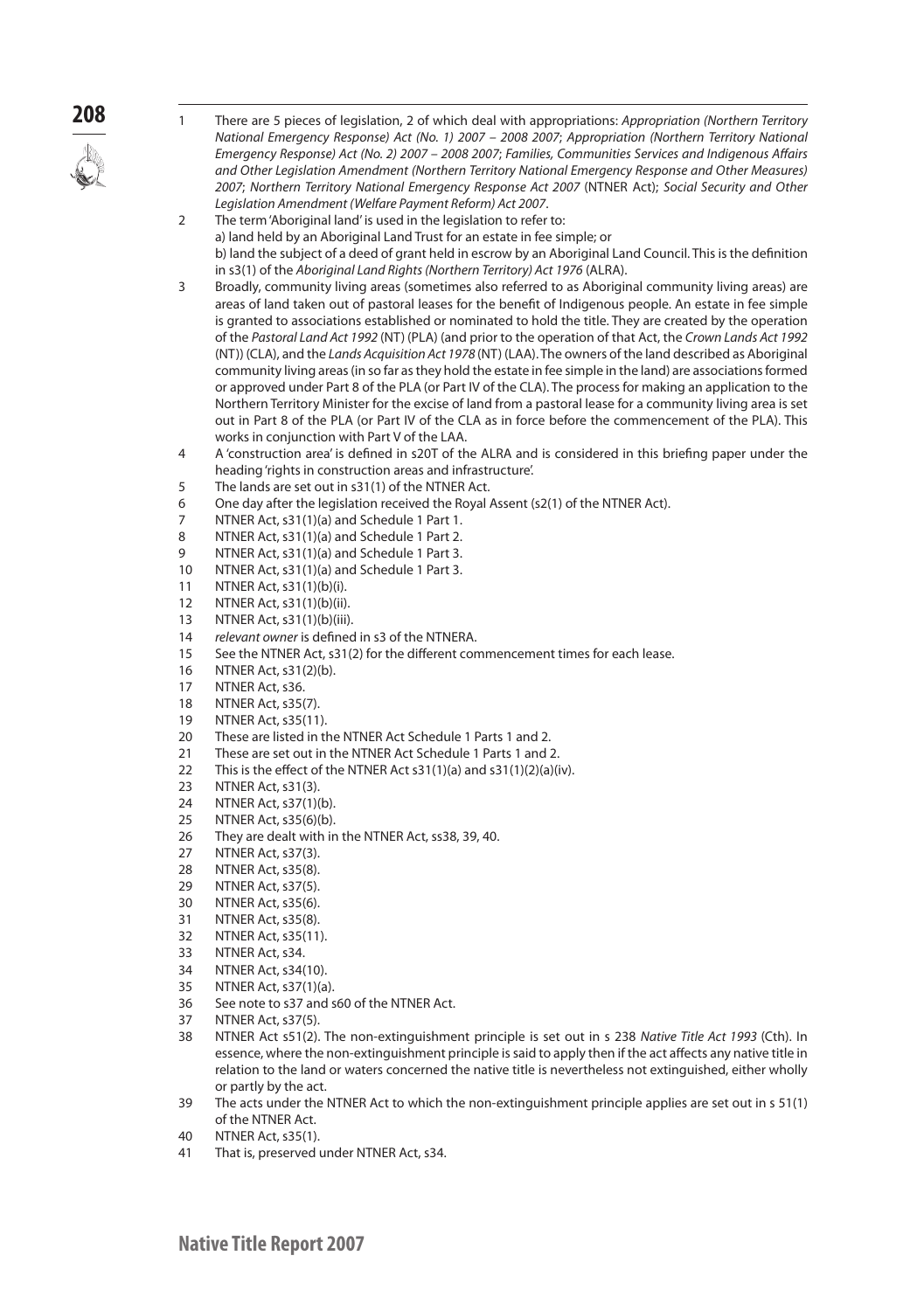1. There are 5 pieces of legislation, 2 of which deal with appropriations: *Appropriation (Northern Territory National Emergency Response) Act (No. 1) 2007 – 2008 2007*; *Appropriation (Northern Territory National Emergency Response) Act (No. 2) 2007 – 2008 2007*; *Families, Communities Services and Indigenous Affairs and Other Legislation Amendment (Northern Territory National Emergency Response and Other Measures) 2007*; *Northern Territory National Emergency Response Act 2007* (NTNER Act); *Social Security and Other Legislation Amendment (Welfare Payment Reform) Act 2007*.
2. The term 'Aboriginal land' is used in the legislation to refer to:
   a) land held by an Aboriginal Land Trust for an estate in fee simple; or
   b) land the subject of a deed of grant held in escrow by an Aboriginal Land Council. This is the definition in s3(1) of the *Aboriginal Land Rights (Northern Territory) Act 1976* (ALRA).
3. Broadly, community living areas (sometimes also referred to as Aboriginal community living areas) are areas of land taken out of pastoral leases for the benefit of Indigenous people. An estate in fee simple is granted to associations established or nominated to hold the title. They are created by the operation of the *Pastoral Land Act 1992* (NT) (PLA) (and prior to the operation of that Act, the *Crown Lands Act 1992* (NT)) (CLA), and the *Lands Acquisition Act 1978* (NT) (LAA). The owners of the land described as Aboriginal community living areas (in so far as they hold the estate in fee simple in the land) are associations formed or approved under Part 8 of the PLA (or Part IV of the CLA). The process for making an application to the Northern Territory Minister for the excise of land from a pastoral lease for a community living area is set out in Part 8 of the PLA (or Part IV of the CLA as in force before the commencement of the PLA). This works in conjunction with Part V of the LAA.
4. A 'construction area' is defined in s20T of the ALRA and is considered in this briefing paper under the heading 'rights in construction areas and infrastructure'.
5. The lands are set out in s31(1) of the NTNER Act.
6. One day after the legislation received the Royal Assent (s2(1) of the NTNER Act).
7. NTNER Act, s31(1)(a) and Schedule 1 Part 1.
8. NTNER Act, s31(1)(a) and Schedule 1 Part 2.
9. NTNER Act, s31(1)(a) and Schedule 1 Part 3.
10. NTNER Act, s31(1)(a) and Schedule 1 Part 3.
11. NTNER Act, s31(1)(b)(i).
12. NTNER Act, s31(1)(b)(ii).
13. NTNER Act, s31(1)(b)(iii).
14. *relevant owner* is defined in s3 of the NTNERA.
15. See the NTNER Act, s31(2) for the different commencement times for each lease.
16. NTNER Act, s31(2)(b).
17. NTNER Act, s36.
18. NTNER Act, s35(7).
19. NTNER Act, s35(11).
20. These are listed in the NTNER Act Schedule 1 Parts 1 and 2.
21. These are set out in the NTNER Act Schedule 1 Parts 1 and 2.
22. This is the effect of the NTNER Act s31(1)(a) and s31(1)(2)(a)(iv).
23. NTNER Act, s31(3).
24. NTNER Act, s37(1)(b).
25. NTNER Act, s35(6)(b).
26. They are dealt with in the NTNER Act, ss38, 39, 40.
27. NTNER Act, s37(3).
28. NTNER Act, s35(8).
29. NTNER Act, s37(5).
30. NTNER Act, s35(6).
31. NTNER Act, s35(8).
32. NTNER Act, s35(11).
33. NTNER Act, s34.
34. NTNER Act, s34(10).
35. NTNER Act, s37(1)(a).
36. See note to s37 and s60 of the NTNER Act.
37. NTNER Act, s37(5).
38. NTNER Act s51(2). The non-extinguishment principle is set out in s 238 *Native Title Act 1993* (Cth). In essence, where the non-extinguishment principle is said to apply then if the act affects any native title in relation to the land or waters concerned the native title is nevertheless not extinguished, either wholly or partly by the act.
39. The acts under the NTNER Act to which the non-extinguishment principle applies are set out in s 51(1) of the NTNER Act.
40. NTNER Act, s35(1).
41. That is, preserved under NTNER Act, s34.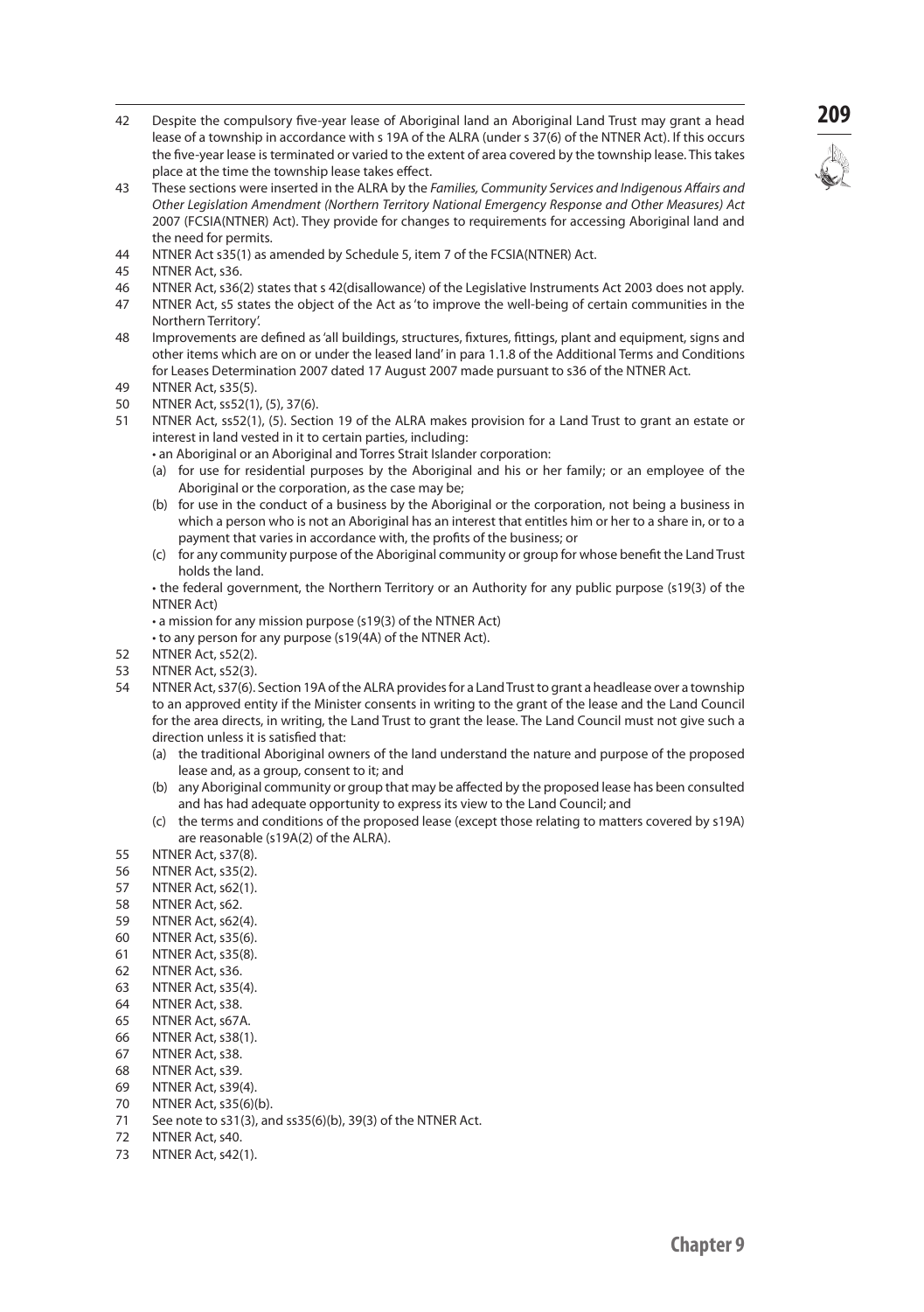42 Despite the compulsory five-year lease of Aboriginal land an Aboriginal Land Trust may grant a head lease of a township in accordance with s 19A of the ALRA (under s 37(6) of the NTNER Act). If this occurs the five-year lease is terminated or varied to the extent of area covered by the township lease. This takes place at the time the township lease takes effect.

43 These sections were inserted in the ALRA by the *Families, Community Services and Indigenous Affairs and Other Legislation Amendment (Northern Territory National Emergency Response and Other Measures) Act* 2007 (FCSIA(NTNER) Act). They provide for changes to requirements for accessing Aboriginal land and the need for permits.

44 NTNER Act s35(1) as amended by Schedule 5, item 7 of the FCSIA(NTNER) Act.

45 NTNER Act, s36.

46 NTNER Act, s36(2) states that s 42(disallowance) of the Legislative Instruments Act 2003 does not apply.

47 NTNER Act, s5 states the object of the Act as 'to improve the well-being of certain communities in the Northern Territory'.

48 Improvements are defined as 'all buildings, structures, fixtures, fittings, plant and equipment, signs and other items which are on or under the leased land' in para 1.1.8 of the Additional Terms and Conditions for Leases Determination 2007 dated 17 August 2007 made pursuant to s36 of the NTNER Act.

49 NTNER Act, s35(5).

50 NTNER Act, ss52(1), (5), 37(6).

51 NTNER Act, ss52(1), (5). Section 19 of the ALRA makes provision for a Land Trust to grant an estate or interest in land vested in it to certain parties, including:

- an Aboriginal or an Aboriginal and Torres Strait Islander corporation:
  - (a) for use for residential purposes by the Aboriginal and his or her family; or an employee of the Aboriginal or the corporation, as the case may be;
  - (b) for use in the conduct of a business by the Aboriginal or the corporation, not being a business in which a person who is not an Aboriginal has an interest that entitles him or her to a share in, or to a payment that varies in accordance with, the profits of the business; or
  - (c) for any community purpose of the Aboriginal community or group for whose benefit the Land Trust holds the land.
- the federal government, the Northern Territory or an Authority for any public purpose (s19(3) of the NTNER Act)
- a mission for any mission purpose (s19(3) of the NTNER Act)
- to any person for any purpose (s19(4A) of the NTNER Act).

52 NTNER Act, s52(2).

53 NTNER Act, s52(3).

54 NTNER Act, s37(6). Section 19A of the ALRA provides for a Land Trust to grant a headlease over a township to an approved entity if the Minister consents in writing to the grant of the lease and the Land Council for the area directs, in writing, the Land Trust to grant the lease. The Land Council must not give such a direction unless it is satisfied that:

- (a) the traditional Aboriginal owners of the land understand the nature and purpose of the proposed lease and, as a group, consent to it; and
- (b) any Aboriginal community or group that may be affected by the proposed lease has been consulted and has had adequate opportunity to express its view to the Land Council; and
- (c) the terms and conditions of the proposed lease (except those relating to matters covered by s19A) are reasonable (s19A(2) of the ALRA).

55 NTNER Act, s37(8).

56 NTNER Act, s35(2).

57 NTNER Act, s62(1).

58 NTNER Act, s62.

59 NTNER Act, s62(4).

60 NTNER Act, s35(6).

61 NTNER Act, s35(8).

62 NTNER Act, s36.

63 NTNER Act, s35(4).

64 NTNER Act, s38.

65 NTNER Act, s67A.

66 NTNER Act, s38(1).

67 NTNER Act, s38.

68 NTNER Act, s39.

69 NTNER Act, s39(4).

70 NTNER Act, s35(6)(b).

71 See note to s31(3), and ss35(6)(b), 39(3) of the NTNER Act.

72 NTNER Act, s40.

73 NTNER Act, s42(1).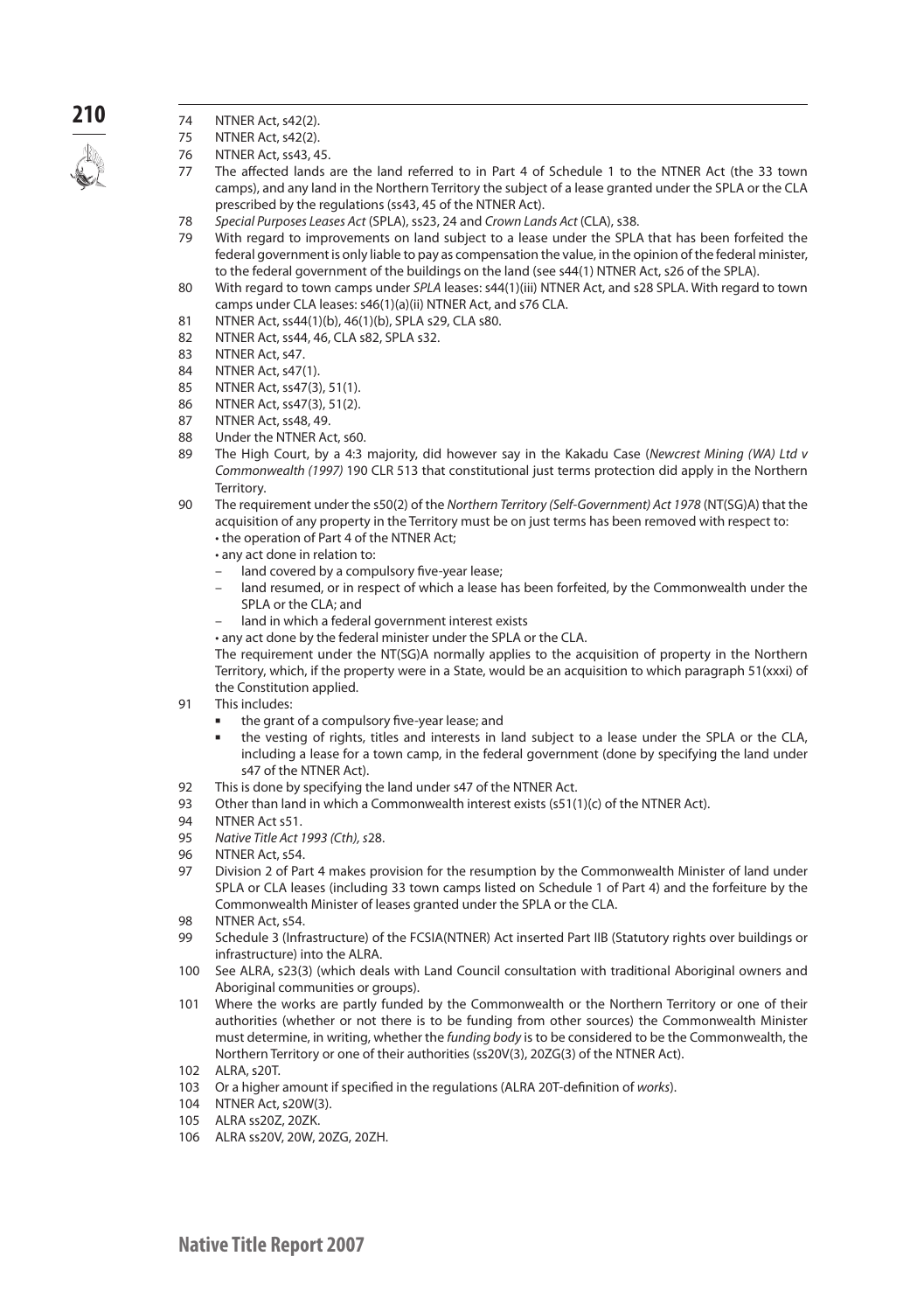74 NTNER Act, s42(2).

75 NTNER Act, s42(2).

76 NTNER Act, ss43, 45.

77 The affected lands are the land referred to in Part 4 of Schedule 1 to the NTNER Act (the 33 town camps), and any land in the Northern Territory the subject of a lease granted under the SPLA or the CLA prescribed by the regulations (ss43, 45 of the NTNER Act).

78 *Special Purposes Leases Act* (SPLA), ss23, 24 and *Crown Lands Act* (CLA), s38.

79 With regard to improvements on land subject to a lease under the SPLA that has been forfeited the federal government is only liable to pay as compensation the value, in the opinion of the federal minister, to the federal government of the buildings on the land (see s44(1) NTNER Act, s26 of the SPLA).

80 With regard to town camps under *SPLA* leases: s44(1)(iii) NTNER Act, and s28 SPLA. With regard to town camps under CLA leases: s46(1)(a)(ii) NTNER Act, and s76 CLA.

81 NTNER Act, ss44(1)(b), 46(1)(b), SPLA s29, CLA s80.

82 NTNER Act, ss44, 46, CLA s82, SPLA s32.

83 NTNER Act, s47.

84 NTNER Act, s47(1).

85 NTNER Act, ss47(3), 51(1).

86 NTNER Act, ss47(3), 51(2).

87 NTNER Act, ss48, 49.

88 Under the NTNER Act, s60.

89 The High Court, by a 4:3 majority, did however say in the Kakadu Case (*Newcrest Mining (WA) Ltd v Commonwealth (1997)* 190 CLR 513 that constitutional just terms protection did apply in the Northern Territory.

90 The requirement under the s50(2) of the *Northern Territory (Self-Government) Act 1978* (NT(SG)A) that the acquisition of any property in the Territory must be on just terms has been removed with respect to:
- the operation of Part 4 of the NTNER Act;
- any act done in relation to:
  - land covered by a compulsory five-year lease;
  - land resumed, or in respect of which a lease has been forfeited, by the Commonwealth under the SPLA or the CLA; and
  - land in which a federal government interest exists
- any act done by the federal minister under the SPLA or the CLA.

The requirement under the NT(SG)A normally applies to the acquisition of property in the Northern Territory, which, if the property were in a State, would be an acquisition to which paragraph 51(xxxi) of the Constitution applied.

91 This includes:
- the grant of a compulsory five-year lease; and
- the vesting of rights, titles and interests in land subject to a lease under the SPLA or the CLA, including a lease for a town camp, in the federal government (done by specifying the land under s47 of the NTNER Act).

92 This is done by specifying the land under s47 of the NTNER Act.

93 Other than land in which a Commonwealth interest exists (s51(1)(c) of the NTNER Act).

94 NTNER Act s51.

95 *Native Title Act 1993 (Cth), s*28.

96 NTNER Act, s54.

97 Division 2 of Part 4 makes provision for the resumption by the Commonwealth Minister of land under SPLA or CLA leases (including 33 town camps listed on Schedule 1 of Part 4) and the forfeiture by the Commonwealth Minister of leases granted under the SPLA or the CLA.

98 NTNER Act, s54.

99 Schedule 3 (Infrastructure) of the FCSIA(NTNER) Act inserted Part IIB (Statutory rights over buildings or infrastructure) into the ALRA.

100 See ALRA, s23(3) (which deals with Land Council consultation with traditional Aboriginal owners and Aboriginal communities or groups).

101 Where the works are partly funded by the Commonwealth or the Northern Territory or one of their authorities (whether or not there is to be funding from other sources) the Commonwealth Minister must determine, in writing, whether the *funding body* is to be considered to be the Commonwealth, the Northern Territory or one of their authorities (ss20V(3), 20ZG(3) of the NTNER Act).

102 ALRA, s20T.

103 Or a higher amount if specified in the regulations (ALRA 20T-definition of *works*).

104 NTNER Act, s20W(3).

105 ALRA ss20Z, 20ZK.

106 ALRA ss20V, 20W, 20ZG, 20ZH.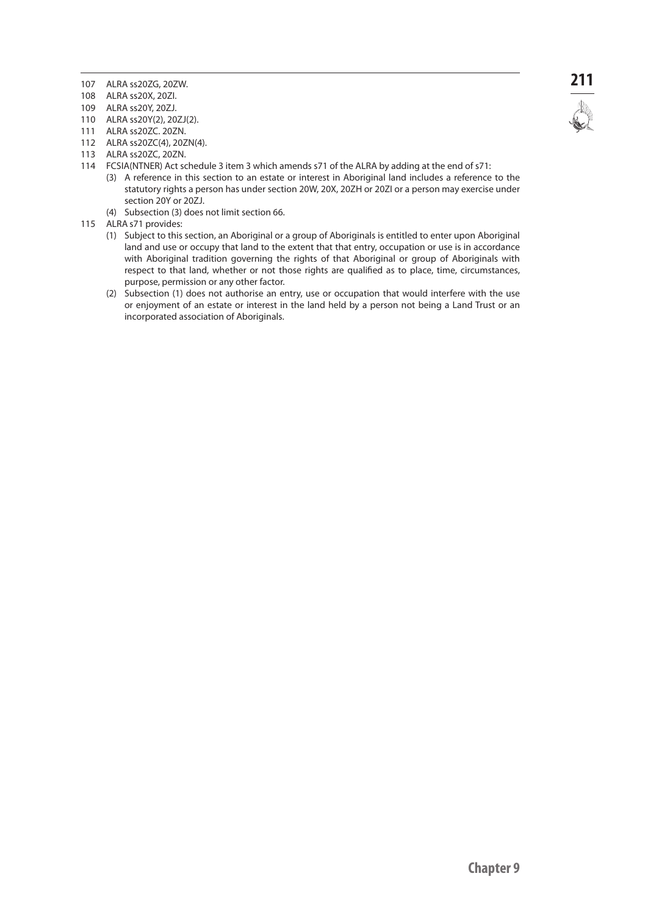107 ALRA ss20ZG, 20ZW.

108 ALRA ss20X, 20ZI.

109 ALRA ss20Y, 20ZJ.

110 ALRA ss20Y(2), 20ZJ(2).

111 ALRA ss20ZC. 20ZN.

112 ALRA ss20ZC(4), 20ZN(4).

113 ALRA ss20ZC, 20ZN.

114 FCSIA(NTNER) Act schedule 3 item 3 which amends s71 of the ALRA by adding at the end of s71:

(3) A reference in this section to an estate or interest in Aboriginal land includes a reference to the statutory rights a person has under section 20W, 20X, 20ZH or 20ZI or a person may exercise under section 20Y or 20ZJ.

(4) Subsection (3) does not limit section 66.

115 ALRA s71 provides:

(1) Subject to this section, an Aboriginal or a group of Aboriginals is entitled to enter upon Aboriginal land and use or occupy that land to the extent that that entry, occupation or use is in accordance with Aboriginal tradition governing the rights of that Aboriginal or group of Aboriginals with respect to that land, whether or not those rights are qualified as to place, time, circumstances, purpose, permission or any other factor.

(2) Subsection (1) does not authorise an entry, use or occupation that would interfere with the use or enjoyment of an estate or interest in the land held by a person not being a Land Trust or an incorporated association of Aboriginals.